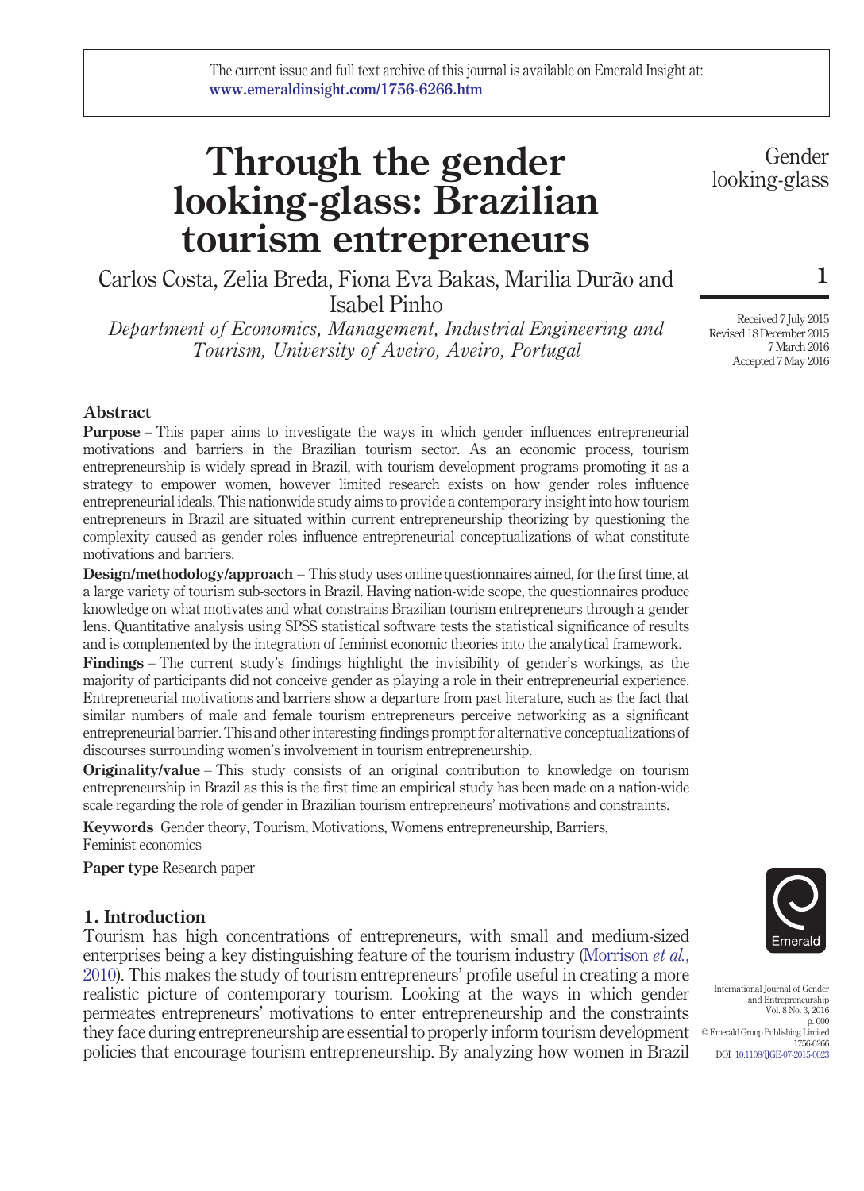The current issue and full text archive of this journal is available on Emerald Insight at: www.emeraldinsight.com/1756-6266.htm

# Through the gender looking-glass: Brazilian tourism entrepreneurs

Carlos Costa, Zelia Breda, Fiona Eva Bakas, Marilia Durão and Isabel Pinho

*Department of Economics, Management, Industrial Engineering and Tourism, University of Aveiro, Aveiro, Portugal*

Received 7 July 2015
Revised 18 December 2015
7 March 2016
Accepted 7 May 2016

## Abstract

**Purpose** – This paper aims to investigate the ways in which gender influences entrepreneurial motivations and barriers in the Brazilian tourism sector. As an economic process, tourism entrepreneurship is widely spread in Brazil, with tourism development programs promoting it as a strategy to empower women, however limited research exists on how gender roles influence entrepreneurial ideals. This nationwide study aims to provide a contemporary insight into how tourism entrepreneurs in Brazil are situated within current entrepreneurship theorizing by questioning the complexity caused as gender roles influence entrepreneurial conceptualizations of what constitute motivations and barriers.

**Design/methodology/approach** – This study uses online questionnaires aimed, for the first time, at a large variety of tourism sub-sectors in Brazil. Having nation-wide scope, the questionnaires produce knowledge on what motivates and what constrains Brazilian tourism entrepreneurs through a gender lens. Quantitative analysis using SPSS statistical software tests the statistical significance of results and is complemented by the integration of feminist economic theories into the analytical framework.

**Findings** – The current study's findings highlight the invisibility of gender's workings, as the majority of participants did not conceive gender as playing a role in their entrepreneurial experience. Entrepreneurial motivations and barriers show a departure from past literature, such as the fact that similar numbers of male and female tourism entrepreneurs perceive networking as a significant entrepreneurial barrier. This and other interesting findings prompt for alternative conceptualizations of discourses surrounding women's involvement in tourism entrepreneurship.

**Originality/value** – This study consists of an original contribution to knowledge on tourism entrepreneurship in Brazil as this is the first time an empirical study has been made on a nation-wide scale regarding the role of gender in Brazilian tourism entrepreneurs' motivations and constraints.

**Keywords** Gender theory, Tourism, Motivations, Womens entrepreneurship, Barriers, Feminist economics

**Paper type** Research paper

## 1. Introduction

Tourism has high concentrations of entrepreneurs, with small and medium-sized enterprises being a key distinguishing feature of the tourism industry (Morrison *et al.*, 2010). This makes the study of tourism entrepreneurs' profile useful in creating a more realistic picture of contemporary tourism. Looking at the ways in which gender permeates entrepreneurs' motivations to enter entrepreneurship and the constraints they face during entrepreneurship are essential to properly inform tourism development policies that encourage tourism entrepreneurship. By analyzing how women in Brazil

International Journal of Gender and Entrepreneurship
Vol. 8 No. 3, 2016
p. 000
© Emerald Group Publishing Limited
1756-6266
DOI 10.1108/IJGE-07-2015-0023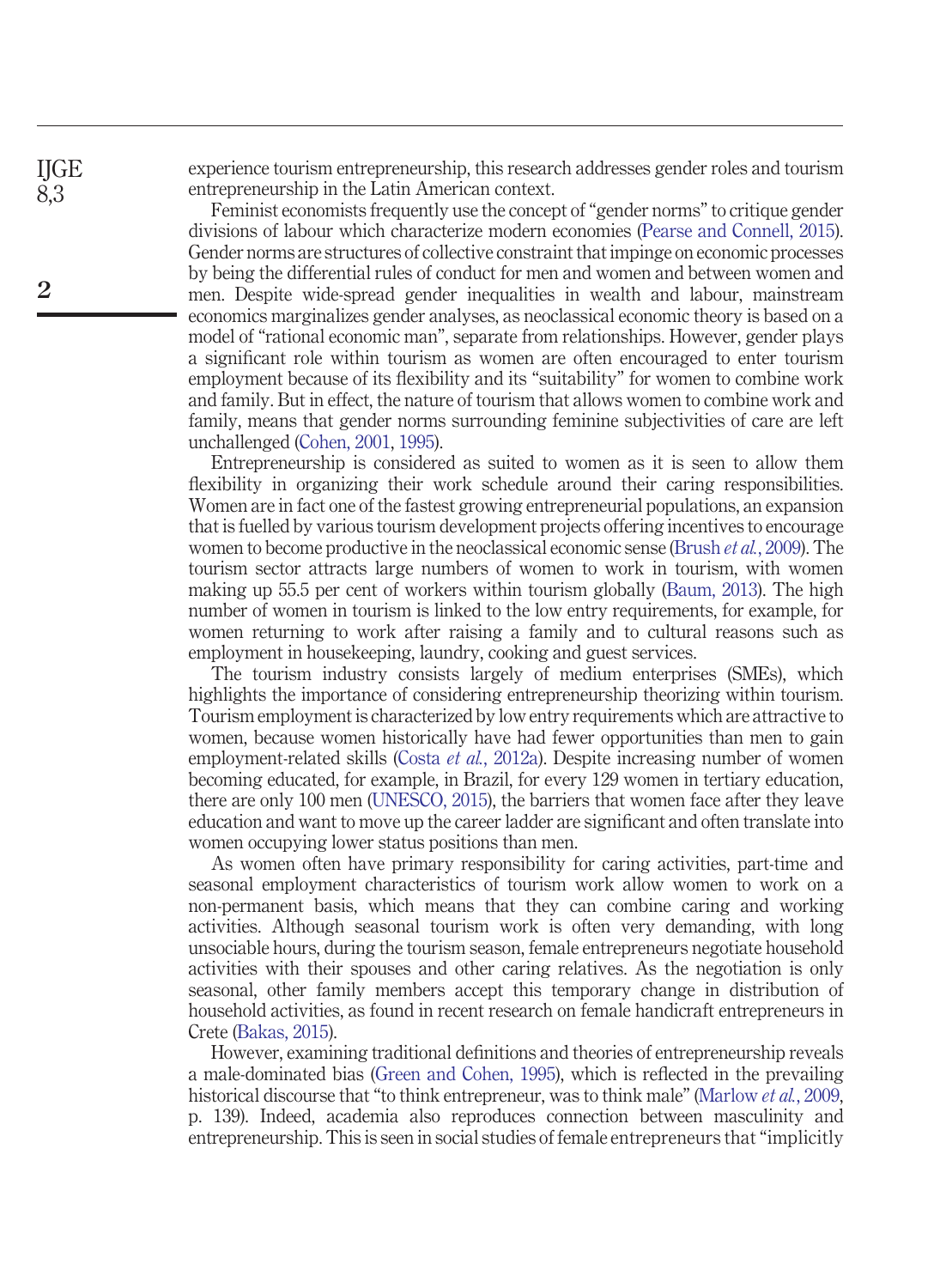experience tourism entrepreneurship, this research addresses gender roles and tourism entrepreneurship in the Latin American context.

Feminist economists frequently use the concept of "gender norms" to critique gender divisions of labour which characterize modern economies (Pearse and Connell, 2015). Gender norms are structures of collective constraint that impinge on economic processes by being the differential rules of conduct for men and women and between women and men. Despite wide-spread gender inequalities in wealth and labour, mainstream economics marginalizes gender analyses, as neoclassical economic theory is based on a model of "rational economic man", separate from relationships. However, gender plays a significant role within tourism as women are often encouraged to enter tourism employment because of its flexibility and its "suitability" for women to combine work and family. But in effect, the nature of tourism that allows women to combine work and family, means that gender norms surrounding feminine subjectivities of care are left unchallenged (Cohen, 2001, 1995).

Entrepreneurship is considered as suited to women as it is seen to allow them flexibility in organizing their work schedule around their caring responsibilities. Women are in fact one of the fastest growing entrepreneurial populations, an expansion that is fuelled by various tourism development projects offering incentives to encourage women to become productive in the neoclassical economic sense (Brush *et al.*, 2009). The tourism sector attracts large numbers of women to work in tourism, with women making up 55.5 per cent of workers within tourism globally (Baum, 2013). The high number of women in tourism is linked to the low entry requirements, for example, for women returning to work after raising a family and to cultural reasons such as employment in housekeeping, laundry, cooking and guest services.

The tourism industry consists largely of medium enterprises (SMEs), which highlights the importance of considering entrepreneurship theorizing within tourism. Tourism employment is characterized by low entry requirements which are attractive to women, because women historically have had fewer opportunities than men to gain employment-related skills (Costa *et al.*, 2012a). Despite increasing number of women becoming educated, for example, in Brazil, for every 129 women in tertiary education, there are only 100 men (UNESCO, 2015), the barriers that women face after they leave education and want to move up the career ladder are significant and often translate into women occupying lower status positions than men.

As women often have primary responsibility for caring activities, part-time and seasonal employment characteristics of tourism work allow women to work on a non-permanent basis, which means that they can combine caring and working activities. Although seasonal tourism work is often very demanding, with long unsociable hours, during the tourism season, female entrepreneurs negotiate household activities with their spouses and other caring relatives. As the negotiation is only seasonal, other family members accept this temporary change in distribution of household activities, as found in recent research on female handicraft entrepreneurs in Crete (Bakas, 2015).

However, examining traditional definitions and theories of entrepreneurship reveals a male-dominated bias (Green and Cohen, 1995), which is reflected in the prevailing historical discourse that "to think entrepreneur, was to think male" (Marlow *et al.*, 2009, p. 139). Indeed, academia also reproduces connection between masculinity and entrepreneurship. This is seen in social studies of female entrepreneurs that "implicitly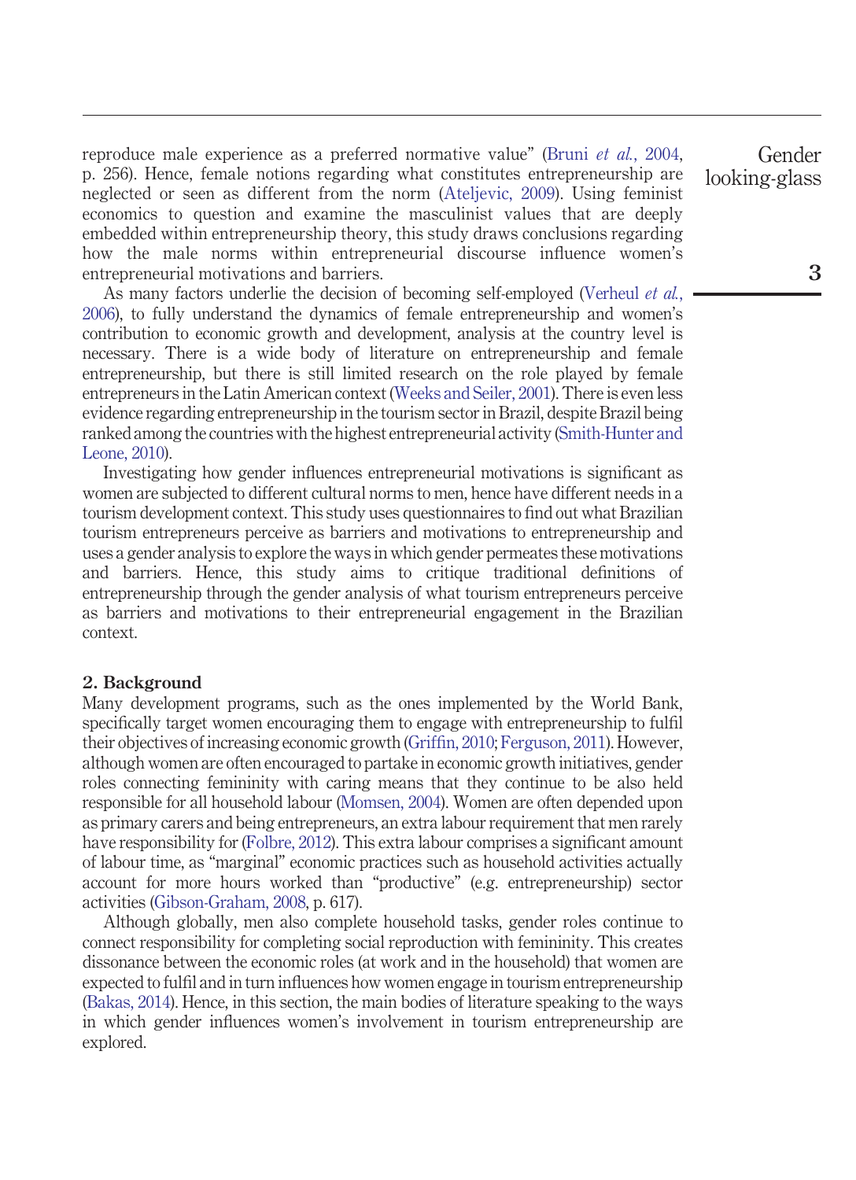reproduce male experience as a preferred normative value" (Bruni *et al.*, 2004, p. 256). Hence, female notions regarding what constitutes entrepreneurship are neglected or seen as different from the norm (Ateljevic, 2009). Using feminist economics to question and examine the masculinist values that are deeply embedded within entrepreneurship theory, this study draws conclusions regarding how the male norms within entrepreneurial discourse influence women's entrepreneurial motivations and barriers.

As many factors underlie the decision of becoming self-employed (Verheul *et al.*, 2006), to fully understand the dynamics of female entrepreneurship and women's contribution to economic growth and development, analysis at the country level is necessary. There is a wide body of literature on entrepreneurship and female entrepreneurship, but there is still limited research on the role played by female entrepreneurs in the Latin American context (Weeks and Seiler, 2001). There is even less evidence regarding entrepreneurship in the tourism sector in Brazil, despite Brazil being ranked among the countries with the highest entrepreneurial activity (Smith-Hunter and Leone, 2010).

Investigating how gender influences entrepreneurial motivations is significant as women are subjected to different cultural norms to men, hence have different needs in a tourism development context. This study uses questionnaires to find out what Brazilian tourism entrepreneurs perceive as barriers and motivations to entrepreneurship and uses a gender analysis to explore the ways in which gender permeates these motivations and barriers. Hence, this study aims to critique traditional definitions of entrepreneurship through the gender analysis of what tourism entrepreneurs perceive as barriers and motivations to their entrepreneurial engagement in the Brazilian context.

## 2. Background

Many development programs, such as the ones implemented by the World Bank, specifically target women encouraging them to engage with entrepreneurship to fulfil their objectives of increasing economic growth (Griffin, 2010; Ferguson, 2011). However, although women are often encouraged to partake in economic growth initiatives, gender roles connecting femininity with caring means that they continue to be also held responsible for all household labour (Momsen, 2004). Women are often depended upon as primary carers and being entrepreneurs, an extra labour requirement that men rarely have responsibility for (Folbre, 2012). This extra labour comprises a significant amount of labour time, as "marginal" economic practices such as household activities actually account for more hours worked than "productive" (e.g. entrepreneurship) sector activities (Gibson-Graham, 2008, p. 617).

Although globally, men also complete household tasks, gender roles continue to connect responsibility for completing social reproduction with femininity. This creates dissonance between the economic roles (at work and in the household) that women are expected to fulfil and in turn influences how women engage in tourism entrepreneurship (Bakas, 2014). Hence, in this section, the main bodies of literature speaking to the ways in which gender influences women's involvement in tourism entrepreneurship are explored.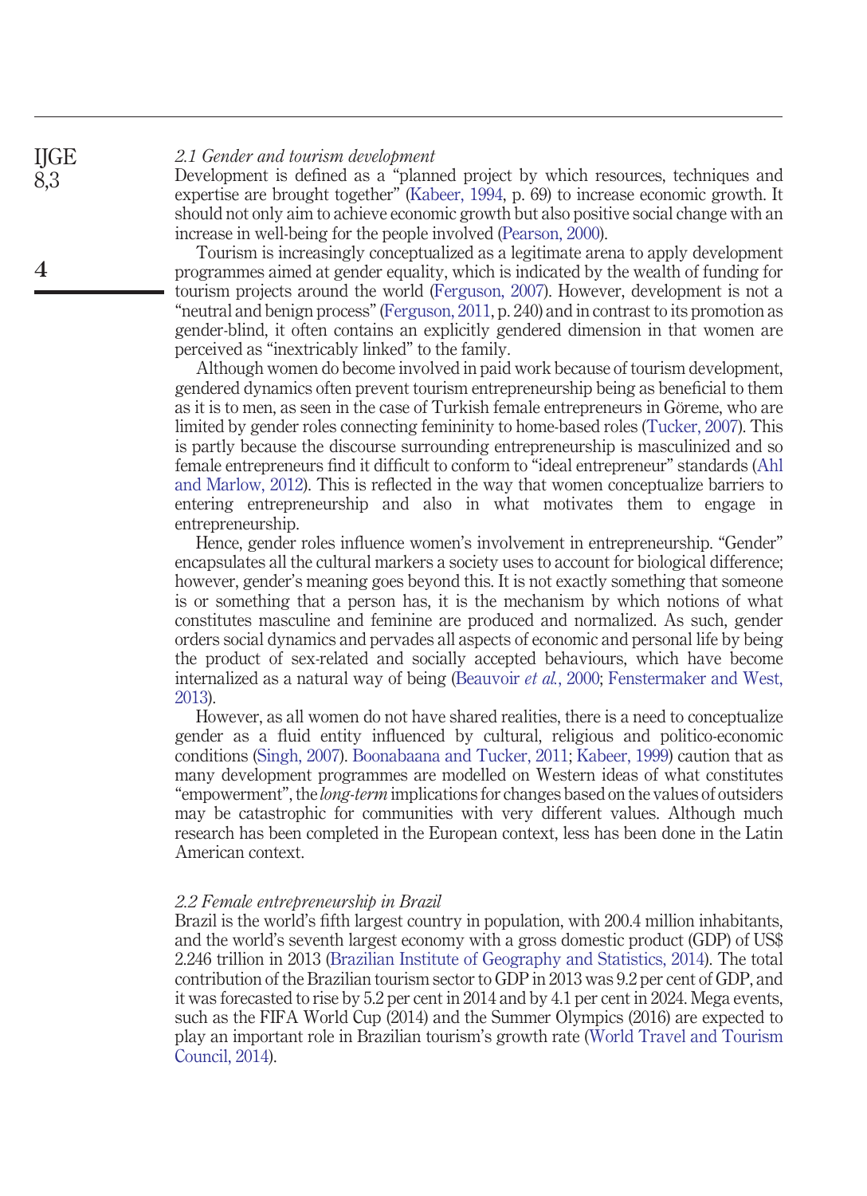### *2.1 Gender and tourism development*

Development is defined as a "planned project by which resources, techniques and expertise are brought together" (Kabeer, 1994, p. 69) to increase economic growth. It should not only aim to achieve economic growth but also positive social change with an increase in well-being for the people involved (Pearson, 2000).

Tourism is increasingly conceptualized as a legitimate arena to apply development programmes aimed at gender equality, which is indicated by the wealth of funding for tourism projects around the world (Ferguson, 2007). However, development is not a "neutral and benign process" (Ferguson, 2011, p. 240) and in contrast to its promotion as gender-blind, it often contains an explicitly gendered dimension in that women are perceived as "inextricably linked" to the family.

Although women do become involved in paid work because of tourism development, gendered dynamics often prevent tourism entrepreneurship being as beneficial to them as it is to men, as seen in the case of Turkish female entrepreneurs in Göreme, who are limited by gender roles connecting femininity to home-based roles (Tucker, 2007). This is partly because the discourse surrounding entrepreneurship is masculinized and so female entrepreneurs find it difficult to conform to "ideal entrepreneur" standards (Ahl and Marlow, 2012). This is reflected in the way that women conceptualize barriers to entering entrepreneurship and also in what motivates them to engage in entrepreneurship.

Hence, gender roles influence women's involvement in entrepreneurship. "Gender" encapsulates all the cultural markers a society uses to account for biological difference; however, gender's meaning goes beyond this. It is not exactly something that someone is or something that a person has, it is the mechanism by which notions of what constitutes masculine and feminine are produced and normalized. As such, gender orders social dynamics and pervades all aspects of economic and personal life by being the product of sex-related and socially accepted behaviours, which have become internalized as a natural way of being (Beauvoir *et al.*, 2000; Fenstermaker and West, 2013).

However, as all women do not have shared realities, there is a need to conceptualize gender as a fluid entity influenced by cultural, religious and politico-economic conditions (Singh, 2007). Boonabaana and Tucker, 2011; Kabeer, 1999) caution that as many development programmes are modelled on Western ideas of what constitutes "empowerment", the *long-term* implications for changes based on the values of outsiders may be catastrophic for communities with very different values. Although much research has been completed in the European context, less has been done in the Latin American context.

### *2.2 Female entrepreneurship in Brazil*

Brazil is the world's fifth largest country in population, with 200.4 million inhabitants, and the world's seventh largest economy with a gross domestic product (GDP) of US$ 2.246 trillion in 2013 (Brazilian Institute of Geography and Statistics, 2014). The total contribution of the Brazilian tourism sector to GDP in 2013 was 9.2 per cent of GDP, and it was forecasted to rise by 5.2 per cent in 2014 and by 4.1 per cent in 2024. Mega events, such as the FIFA World Cup (2014) and the Summer Olympics (2016) are expected to play an important role in Brazilian tourism's growth rate (World Travel and Tourism Council, 2014).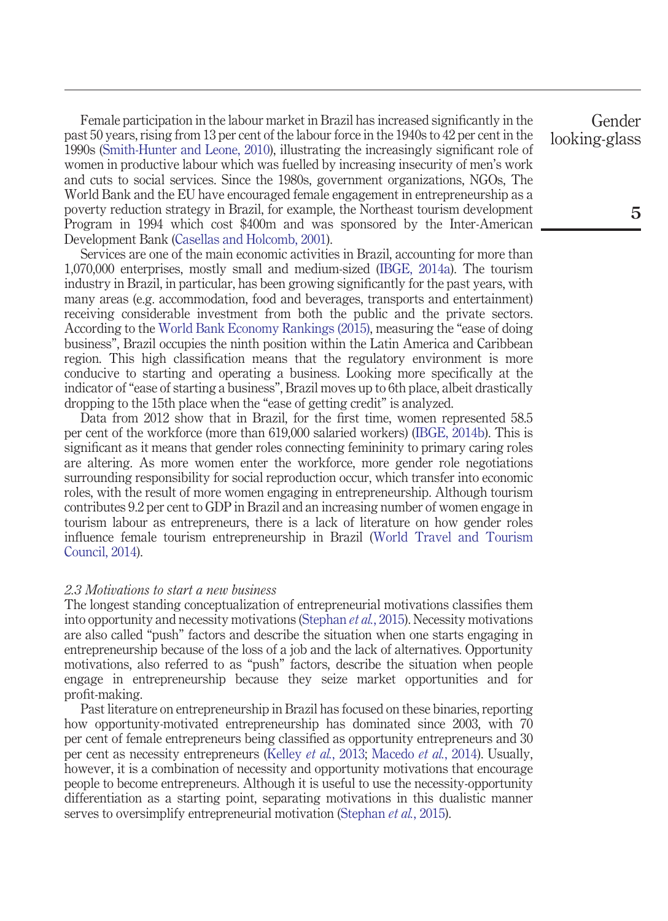Female participation in the labour market in Brazil has increased significantly in the past 50 years, rising from 13 per cent of the labour force in the 1940s to 42 per cent in the 1990s (Smith-Hunter and Leone, 2010), illustrating the increasingly significant role of women in productive labour which was fuelled by increasing insecurity of men's work and cuts to social services. Since the 1980s, government organizations, NGOs, The World Bank and the EU have encouraged female engagement in entrepreneurship as a poverty reduction strategy in Brazil, for example, the Northeast tourism development Program in 1994 which cost $400m and was sponsored by the Inter-American Development Bank (Casellas and Holcomb, 2001).

Services are one of the main economic activities in Brazil, accounting for more than 1,070,000 enterprises, mostly small and medium-sized (IBGE, 2014a). The tourism industry in Brazil, in particular, has been growing significantly for the past years, with many areas (e.g. accommodation, food and beverages, transports and entertainment) receiving considerable investment from both the public and the private sectors. According to the World Bank Economy Rankings (2015), measuring the "ease of doing business", Brazil occupies the ninth position within the Latin America and Caribbean region. This high classification means that the regulatory environment is more conducive to starting and operating a business. Looking more specifically at the indicator of "ease of starting a business", Brazil moves up to 6th place, albeit drastically dropping to the 15th place when the "ease of getting credit" is analyzed.

Data from 2012 show that in Brazil, for the first time, women represented 58.5 per cent of the workforce (more than 619,000 salaried workers) (IBGE, 2014b). This is significant as it means that gender roles connecting femininity to primary caring roles are altering. As more women enter the workforce, more gender role negotiations surrounding responsibility for social reproduction occur, which transfer into economic roles, with the result of more women engaging in entrepreneurship. Although tourism contributes 9.2 per cent to GDP in Brazil and an increasing number of women engage in tourism labour as entrepreneurs, there is a lack of literature on how gender roles influence female tourism entrepreneurship in Brazil (World Travel and Tourism Council, 2014).

### *2.3 Motivations to start a new business*

The longest standing conceptualization of entrepreneurial motivations classifies them into opportunity and necessity motivations (Stephan *et al.*, 2015). Necessity motivations are also called "push" factors and describe the situation when one starts engaging in entrepreneurship because of the loss of a job and the lack of alternatives. Opportunity motivations, also referred to as "push" factors, describe the situation when people engage in entrepreneurship because they seize market opportunities and for profit-making.

Past literature on entrepreneurship in Brazil has focused on these binaries, reporting how opportunity-motivated entrepreneurship has dominated since 2003, with 70 per cent of female entrepreneurs being classified as opportunity entrepreneurs and 30 per cent as necessity entrepreneurs (Kelley *et al.*, 2013; Macedo *et al.*, 2014). Usually, however, it is a combination of necessity and opportunity motivations that encourage people to become entrepreneurs. Although it is useful to use the necessity-opportunity differentiation as a starting point, separating motivations in this dualistic manner serves to oversimplify entrepreneurial motivation (Stephan *et al.*, 2015).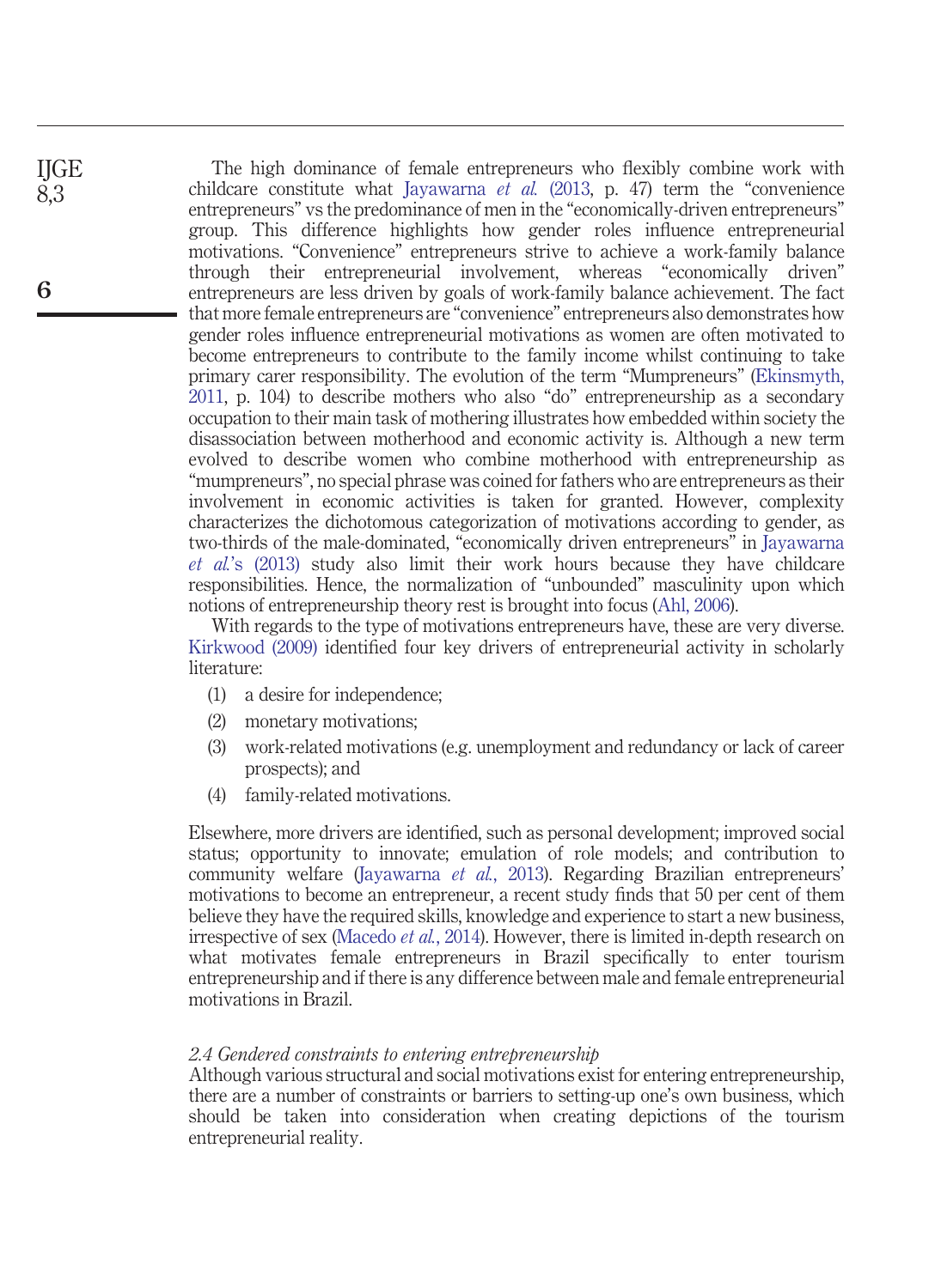The high dominance of female entrepreneurs who flexibly combine work with childcare constitute what Jayawarna *et al.* (2013, p. 47) term the "convenience entrepreneurs" vs the predominance of men in the "economically-driven entrepreneurs" group. This difference highlights how gender roles influence entrepreneurial motivations. "Convenience" entrepreneurs strive to achieve a work-family balance through their entrepreneurial involvement, whereas "economically driven" entrepreneurs are less driven by goals of work-family balance achievement. The fact that more female entrepreneurs are "convenience" entrepreneurs also demonstrates how gender roles influence entrepreneurial motivations as women are often motivated to become entrepreneurs to contribute to the family income whilst continuing to take primary carer responsibility. The evolution of the term "Mumpreneurs" (Ekinsmyth, 2011, p. 104) to describe mothers who also "do" entrepreneurship as a secondary occupation to their main task of mothering illustrates how embedded within society the disassociation between motherhood and economic activity is. Although a new term evolved to describe women who combine motherhood with entrepreneurship as "mumpreneurs", no special phrase was coined for fathers who are entrepreneurs as their involvement in economic activities is taken for granted. However, complexity characterizes the dichotomous categorization of motivations according to gender, as two-thirds of the male-dominated, "economically driven entrepreneurs" in Jayawarna *et al.*'s (2013) study also limit their work hours because they have childcare responsibilities. Hence, the normalization of "unbounded" masculinity upon which notions of entrepreneurship theory rest is brought into focus (Ahl, 2006).

With regards to the type of motivations entrepreneurs have, these are very diverse. Kirkwood (2009) identified four key drivers of entrepreneurial activity in scholarly literature:

1. a desire for independence;
2. monetary motivations;
3. work-related motivations (e.g. unemployment and redundancy or lack of career prospects); and
4. family-related motivations.

Elsewhere, more drivers are identified, such as personal development; improved social status; opportunity to innovate; emulation of role models; and contribution to community welfare (Jayawarna *et al.*, 2013). Regarding Brazilian entrepreneurs' motivations to become an entrepreneur, a recent study finds that 50 per cent of them believe they have the required skills, knowledge and experience to start a new business, irrespective of sex (Macedo *et al.*, 2014). However, there is limited in-depth research on what motivates female entrepreneurs in Brazil specifically to enter tourism entrepreneurship and if there is any difference between male and female entrepreneurial motivations in Brazil.

### *2.4 Gendered constraints to entering entrepreneurship*

Although various structural and social motivations exist for entering entrepreneurship, there are a number of constraints or barriers to setting-up one's own business, which should be taken into consideration when creating depictions of the tourism entrepreneurial reality.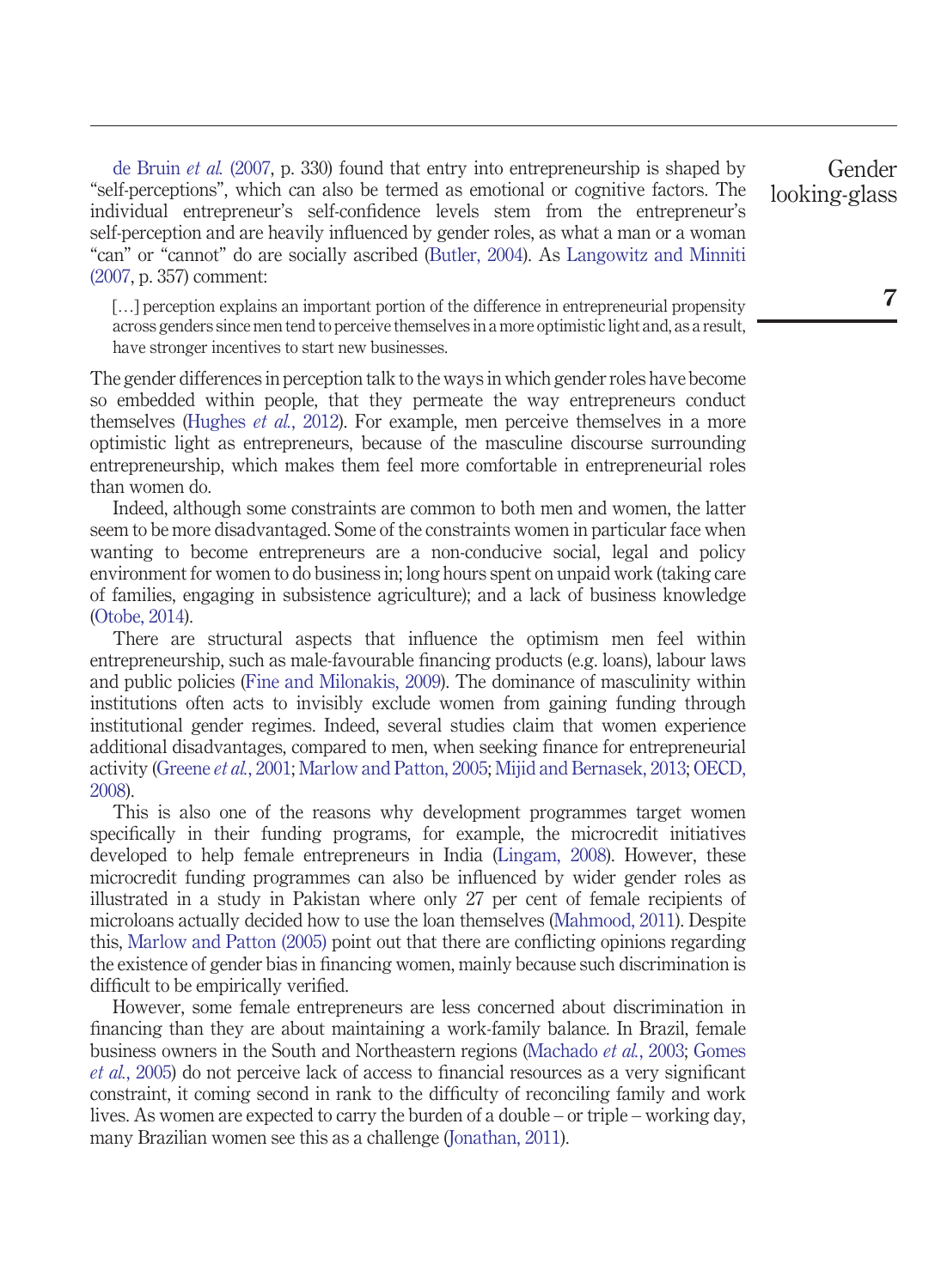de Bruin *et al.* (2007, p. 330) found that entry into entrepreneurship is shaped by "self-perceptions", which can also be termed as emotional or cognitive factors. The individual entrepreneur's self-confidence levels stem from the entrepreneur's self-perception and are heavily influenced by gender roles, as what a man or a woman "can" or "cannot" do are socially ascribed (Butler, 2004). As Langowitz and Minniti (2007, p. 357) comment:

> […] perception explains an important portion of the difference in entrepreneurial propensity across genders since men tend to perceive themselves in a more optimistic light and, as a result, have stronger incentives to start new businesses.

The gender differences in perception talk to the ways in which gender roles have become so embedded within people, that they permeate the way entrepreneurs conduct themselves (Hughes *et al.*, 2012). For example, men perceive themselves in a more optimistic light as entrepreneurs, because of the masculine discourse surrounding entrepreneurship, which makes them feel more comfortable in entrepreneurial roles than women do.

Indeed, although some constraints are common to both men and women, the latter seem to be more disadvantaged. Some of the constraints women in particular face when wanting to become entrepreneurs are a non-conducive social, legal and policy environment for women to do business in; long hours spent on unpaid work (taking care of families, engaging in subsistence agriculture); and a lack of business knowledge (Otobe, 2014).

There are structural aspects that influence the optimism men feel within entrepreneurship, such as male-favourable financing products (e.g. loans), labour laws and public policies (Fine and Milonakis, 2009). The dominance of masculinity within institutions often acts to invisibly exclude women from gaining funding through institutional gender regimes. Indeed, several studies claim that women experience additional disadvantages, compared to men, when seeking finance for entrepreneurial activity (Greene *et al.*, 2001; Marlow and Patton, 2005; Mijid and Bernasek, 2013; OECD, 2008).

This is also one of the reasons why development programmes target women specifically in their funding programs, for example, the microcredit initiatives developed to help female entrepreneurs in India (Lingam, 2008). However, these microcredit funding programmes can also be influenced by wider gender roles as illustrated in a study in Pakistan where only 27 per cent of female recipients of microloans actually decided how to use the loan themselves (Mahmood, 2011). Despite this, Marlow and Patton (2005) point out that there are conflicting opinions regarding the existence of gender bias in financing women, mainly because such discrimination is difficult to be empirically verified.

However, some female entrepreneurs are less concerned about discrimination in financing than they are about maintaining a work-family balance. In Brazil, female business owners in the South and Northeastern regions (Machado *et al.*, 2003; Gomes *et al.*, 2005) do not perceive lack of access to financial resources as a very significant constraint, it coming second in rank to the difficulty of reconciling family and work lives. As women are expected to carry the burden of a double – or triple – working day, many Brazilian women see this as a challenge (Jonathan, 2011).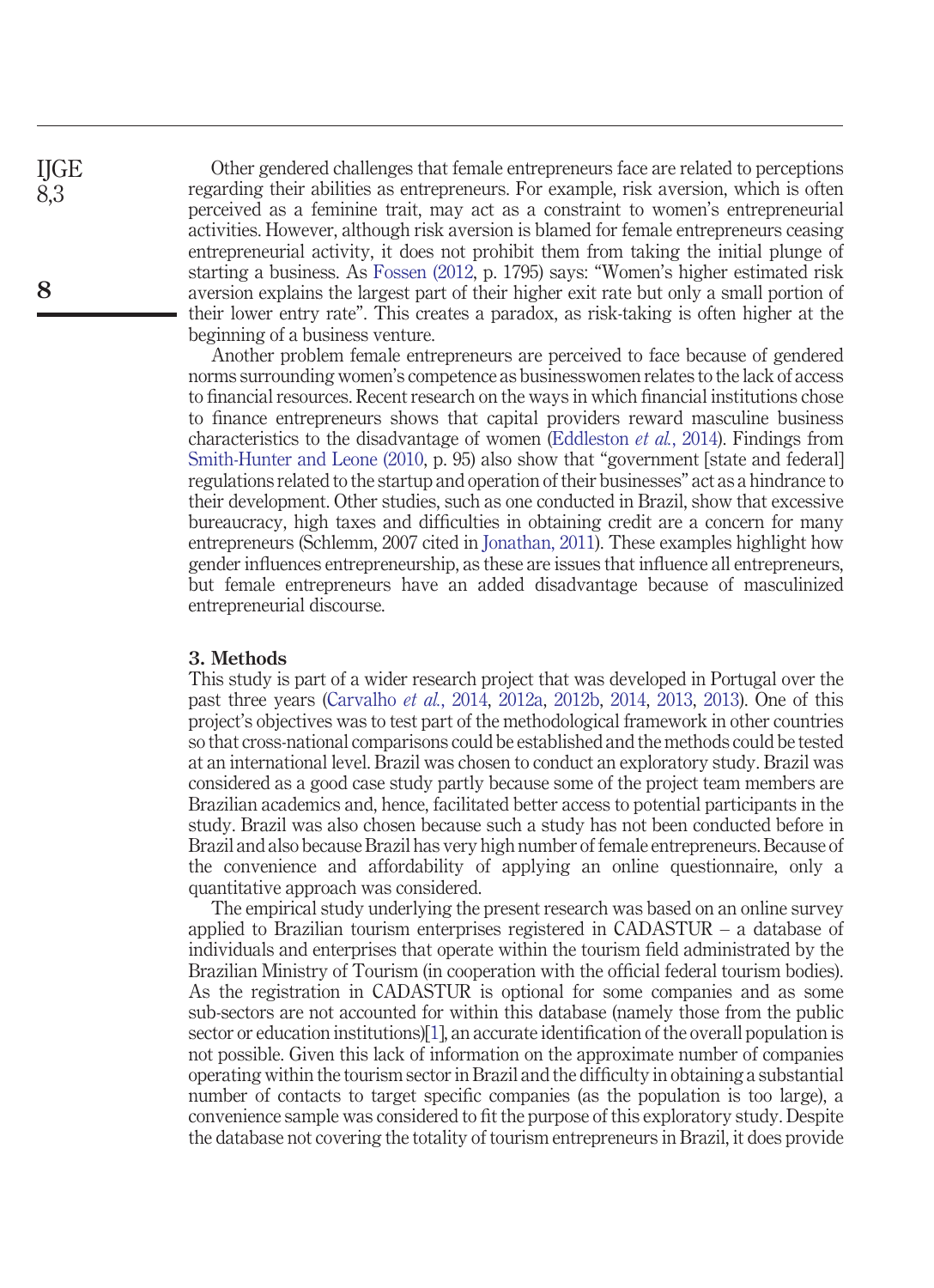Other gendered challenges that female entrepreneurs face are related to perceptions regarding their abilities as entrepreneurs. For example, risk aversion, which is often perceived as a feminine trait, may act as a constraint to women's entrepreneurial activities. However, although risk aversion is blamed for female entrepreneurs ceasing entrepreneurial activity, it does not prohibit them from taking the initial plunge of starting a business. As Fossen (2012, p. 1795) says: "Women's higher estimated risk aversion explains the largest part of their higher exit rate but only a small portion of their lower entry rate". This creates a paradox, as risk-taking is often higher at the beginning of a business venture.

Another problem female entrepreneurs are perceived to face because of gendered norms surrounding women's competence as businesswomen relates to the lack of access to financial resources. Recent research on the ways in which financial institutions chose to finance entrepreneurs shows that capital providers reward masculine business characteristics to the disadvantage of women (Eddleston *et al.*, 2014). Findings from Smith-Hunter and Leone (2010, p. 95) also show that "government [state and federal] regulations related to the startup and operation of their businesses" act as a hindrance to their development. Other studies, such as one conducted in Brazil, show that excessive bureaucracy, high taxes and difficulties in obtaining credit are a concern for many entrepreneurs (Schlemm, 2007 cited in Jonathan, 2011). These examples highlight how gender influences entrepreneurship, as these are issues that influence all entrepreneurs, but female entrepreneurs have an added disadvantage because of masculinized entrepreneurial discourse.

## 3. Methods

This study is part of a wider research project that was developed in Portugal over the past three years (Carvalho *et al.*, 2014, 2012a, 2012b, 2014, 2013, 2013). One of this project's objectives was to test part of the methodological framework in other countries so that cross-national comparisons could be established and the methods could be tested at an international level. Brazil was chosen to conduct an exploratory study. Brazil was considered as a good case study partly because some of the project team members are Brazilian academics and, hence, facilitated better access to potential participants in the study. Brazil was also chosen because such a study has not been conducted before in Brazil and also because Brazil has very high number of female entrepreneurs. Because of the convenience and affordability of applying an online questionnaire, only a quantitative approach was considered.

The empirical study underlying the present research was based on an online survey applied to Brazilian tourism enterprises registered in CADASTUR – a database of individuals and enterprises that operate within the tourism field administrated by the Brazilian Ministry of Tourism (in cooperation with the official federal tourism bodies). As the registration in CADASTUR is optional for some companies and as some sub-sectors are not accounted for within this database (namely those from the public sector or education institutions)[1], an accurate identification of the overall population is not possible. Given this lack of information on the approximate number of companies operating within the tourism sector in Brazil and the difficulty in obtaining a substantial number of contacts to target specific companies (as the population is too large), a convenience sample was considered to fit the purpose of this exploratory study. Despite the database not covering the totality of tourism entrepreneurs in Brazil, it does provide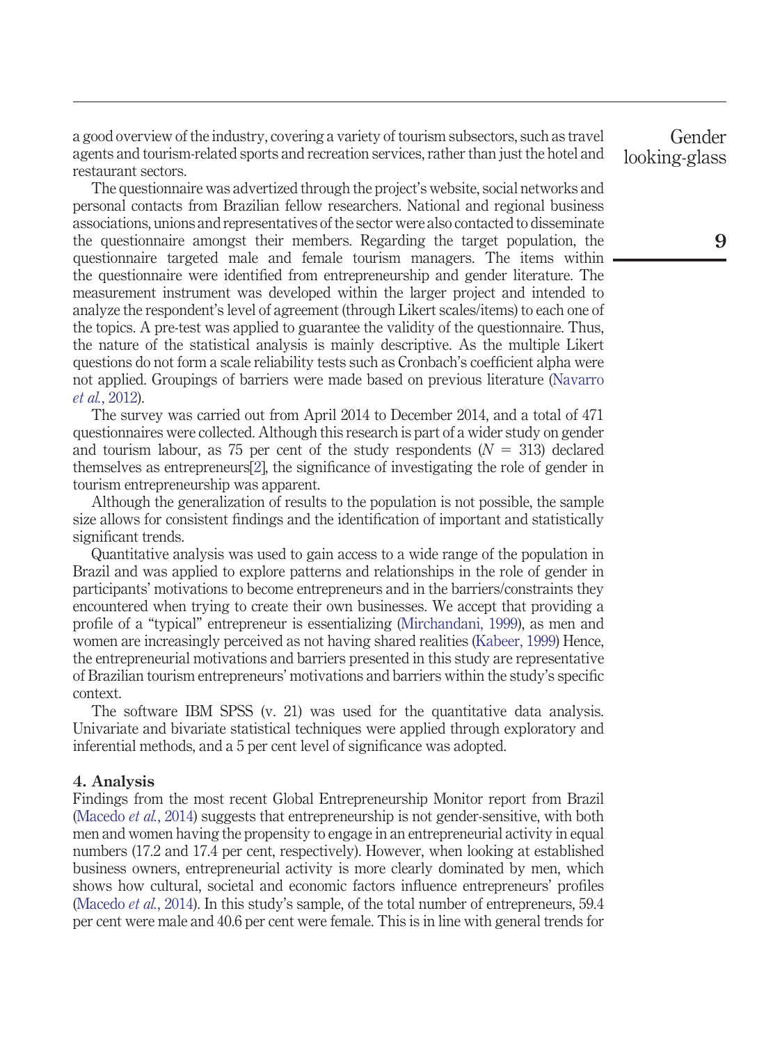a good overview of the industry, covering a variety of tourism subsectors, such as travel agents and tourism-related sports and recreation services, rather than just the hotel and restaurant sectors.

The questionnaire was advertized through the project's website, social networks and personal contacts from Brazilian fellow researchers. National and regional business associations, unions and representatives of the sector were also contacted to disseminate the questionnaire amongst their members. Regarding the target population, the questionnaire targeted male and female tourism managers. The items within the questionnaire were identified from entrepreneurship and gender literature. The measurement instrument was developed within the larger project and intended to analyze the respondent's level of agreement (through Likert scales/items) to each one of the topics. A pre-test was applied to guarantee the validity of the questionnaire. Thus, the nature of the statistical analysis is mainly descriptive. As the multiple Likert questions do not form a scale reliability tests such as Cronbach's coefficient alpha were not applied. Groupings of barriers were made based on previous literature (Navarro *et al.*, 2012).

The survey was carried out from April 2014 to December 2014, and a total of 471 questionnaires were collected. Although this research is part of a wider study on gender and tourism labour, as 75 per cent of the study respondents ($N$ = 313) declared themselves as entrepreneurs[2], the significance of investigating the role of gender in tourism entrepreneurship was apparent.

Although the generalization of results to the population is not possible, the sample size allows for consistent findings and the identification of important and statistically significant trends.

Quantitative analysis was used to gain access to a wide range of the population in Brazil and was applied to explore patterns and relationships in the role of gender in participants' motivations to become entrepreneurs and in the barriers/constraints they encountered when trying to create their own businesses. We accept that providing a profile of a "typical" entrepreneur is essentializing (Mirchandani, 1999), as men and women are increasingly perceived as not having shared realities (Kabeer, 1999) Hence, the entrepreneurial motivations and barriers presented in this study are representative of Brazilian tourism entrepreneurs' motivations and barriers within the study's specific context.

The software IBM SPSS (v. 21) was used for the quantitative data analysis. Univariate and bivariate statistical techniques were applied through exploratory and inferential methods, and a 5 per cent level of significance was adopted.

## 4. Analysis

Findings from the most recent Global Entrepreneurship Monitor report from Brazil (Macedo *et al.*, 2014) suggests that entrepreneurship is not gender-sensitive, with both men and women having the propensity to engage in an entrepreneurial activity in equal numbers (17.2 and 17.4 per cent, respectively). However, when looking at established business owners, entrepreneurial activity is more clearly dominated by men, which shows how cultural, societal and economic factors influence entrepreneurs' profiles (Macedo *et al.*, 2014). In this study's sample, of the total number of entrepreneurs, 59.4 per cent were male and 40.6 per cent were female. This is in line with general trends for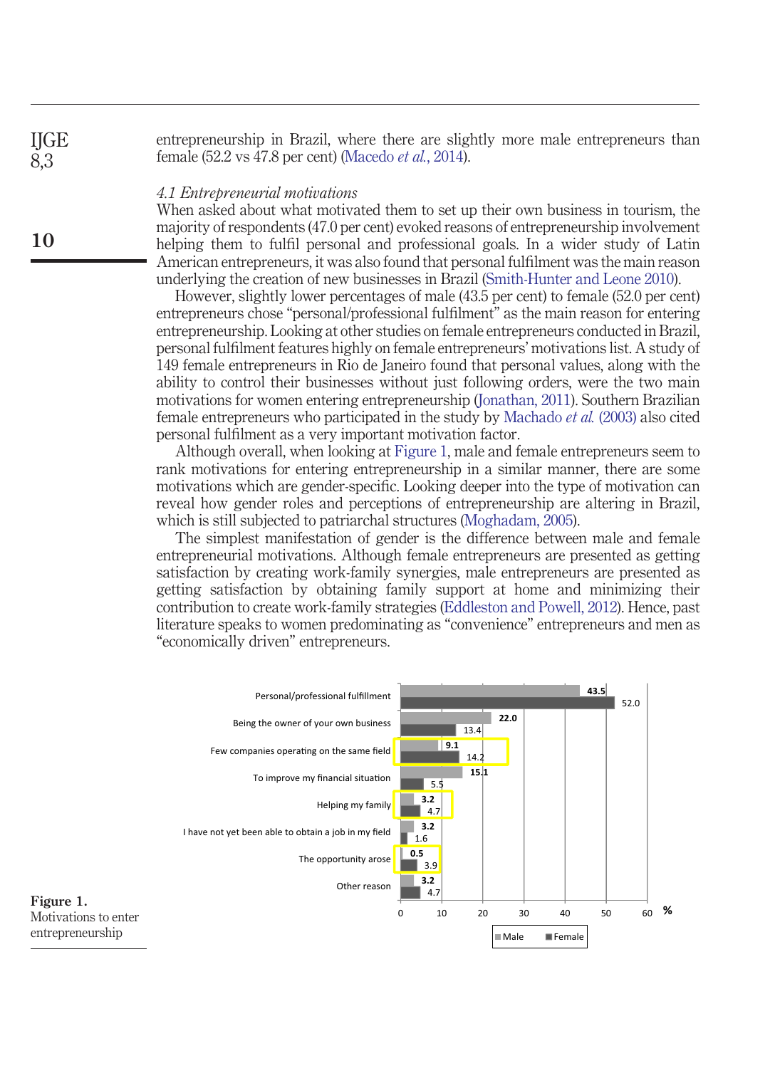entrepreneurship in Brazil, where there are slightly more male entrepreneurs than female (52.2 vs 47.8 per cent) (Macedo *et al.*, 2014).

### *4.1 Entrepreneurial motivations*

When asked about what motivated them to set up their own business in tourism, the majority of respondents (47.0 per cent) evoked reasons of entrepreneurship involvement helping them to fulfil personal and professional goals. In a wider study of Latin American entrepreneurs, it was also found that personal fulfilment was the main reason underlying the creation of new businesses in Brazil (Smith-Hunter and Leone 2010).

However, slightly lower percentages of male (43.5 per cent) to female (52.0 per cent) entrepreneurs chose "personal/professional fulfilment" as the main reason for entering entrepreneurship. Looking at other studies on female entrepreneurs conducted in Brazil, personal fulfilment features highly on female entrepreneurs' motivations list. A study of 149 female entrepreneurs in Rio de Janeiro found that personal values, along with the ability to control their businesses without just following orders, were the two main motivations for women entering entrepreneurship (Jonathan, 2011). Southern Brazilian female entrepreneurs who participated in the study by Machado *et al.* (2003) also cited personal fulfilment as a very important motivation factor.

Although overall, when looking at Figure 1, male and female entrepreneurs seem to rank motivations for entering entrepreneurship in a similar manner, there are some motivations which are gender-specific. Looking deeper into the type of motivation can reveal how gender roles and perceptions of entrepreneurship are altering in Brazil, which is still subjected to patriarchal structures (Moghadam, 2005).

The simplest manifestation of gender is the difference between male and female entrepreneurial motivations. Although female entrepreneurs are presented as getting satisfaction by creating work-family synergies, male entrepreneurs are presented as getting satisfaction by obtaining family support at home and minimizing their contribution to create work-family strategies (Eddleston and Powell, 2012). Hence, past literature speaks to women predominating as "convenience" entrepreneurs and men as "economically driven" entrepreneurs.

| Motivation | Male (%) | Female (%) |
|---|---|---|
| Personal/professional fulfillment | 43.5 | 52.0 |
| Being the owner of your own business | 22.0 | 13.4 |
| Few companies operating on the same field | 9.1 | 14.2 |
| To improve my financial situation | 15.1 | 5.5 |
| Helping my family | 3.2 | 4.7 |
| I have not yet been able to obtain a job in my field | 3.2 | 1.6 |
| The opportunity arose | 0.5 | 3.9 |
| Other reason | 3.2 | 4.7 |

**Figure 1.** Motivations to enter entrepreneurship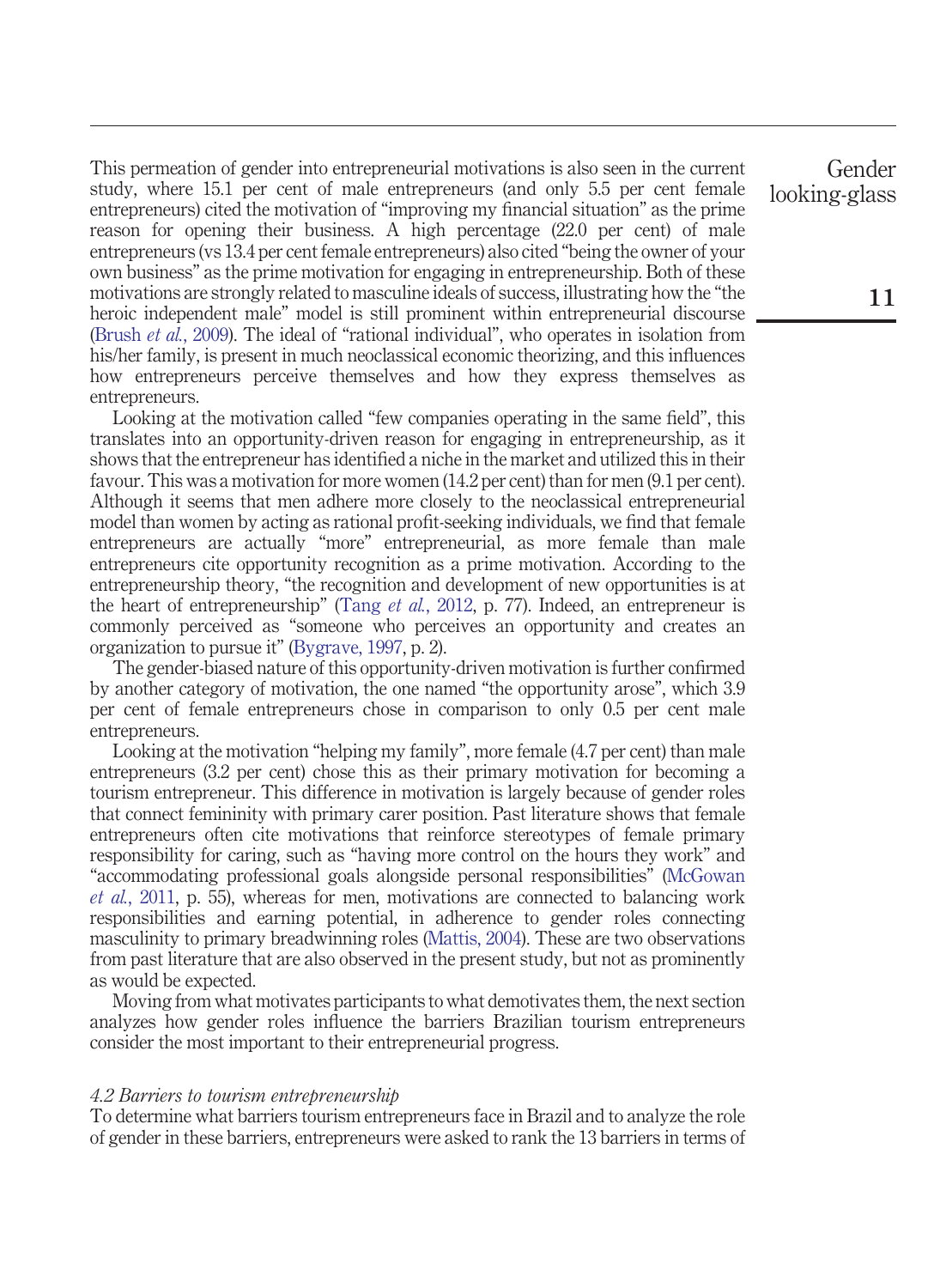This permeation of gender into entrepreneurial motivations is also seen in the current study, where 15.1 per cent of male entrepreneurs (and only 5.5 per cent female entrepreneurs) cited the motivation of "improving my financial situation" as the prime reason for opening their business. A high percentage (22.0 per cent) of male entrepreneurs (vs 13.4 per cent female entrepreneurs) also cited "being the owner of your own business" as the prime motivation for engaging in entrepreneurship. Both of these motivations are strongly related to masculine ideals of success, illustrating how the "the heroic independent male" model is still prominent within entrepreneurial discourse (Brush *et al.*, 2009). The ideal of "rational individual", who operates in isolation from his/her family, is present in much neoclassical economic theorizing, and this influences how entrepreneurs perceive themselves and how they express themselves as entrepreneurs.

Looking at the motivation called "few companies operating in the same field", this translates into an opportunity-driven reason for engaging in entrepreneurship, as it shows that the entrepreneur has identified a niche in the market and utilized this in their favour. This was a motivation for more women (14.2 per cent) than for men (9.1 per cent). Although it seems that men adhere more closely to the neoclassical entrepreneurial model than women by acting as rational profit-seeking individuals, we find that female entrepreneurs are actually "more" entrepreneurial, as more female than male entrepreneurs cite opportunity recognition as a prime motivation. According to the entrepreneurship theory, "the recognition and development of new opportunities is at the heart of entrepreneurship" (Tang *et al.*, 2012, p. 77). Indeed, an entrepreneur is commonly perceived as "someone who perceives an opportunity and creates an organization to pursue it" (Bygrave, 1997, p. 2).

The gender-biased nature of this opportunity-driven motivation is further confirmed by another category of motivation, the one named "the opportunity arose", which 3.9 per cent of female entrepreneurs chose in comparison to only 0.5 per cent male entrepreneurs.

Looking at the motivation "helping my family", more female (4.7 per cent) than male entrepreneurs (3.2 per cent) chose this as their primary motivation for becoming a tourism entrepreneur. This difference in motivation is largely because of gender roles that connect femininity with primary carer position. Past literature shows that female entrepreneurs often cite motivations that reinforce stereotypes of female primary responsibility for caring, such as "having more control on the hours they work" and "accommodating professional goals alongside personal responsibilities" (McGowan *et al.*, 2011, p. 55), whereas for men, motivations are connected to balancing work responsibilities and earning potential, in adherence to gender roles connecting masculinity to primary breadwinning roles (Mattis, 2004). These are two observations from past literature that are also observed in the present study, but not as prominently as would be expected.

Moving from what motivates participants to what demotivates them, the next section analyzes how gender roles influence the barriers Brazilian tourism entrepreneurs consider the most important to their entrepreneurial progress.

### *4.2 Barriers to tourism entrepreneurship*

To determine what barriers tourism entrepreneurs face in Brazil and to analyze the role of gender in these barriers, entrepreneurs were asked to rank the 13 barriers in terms of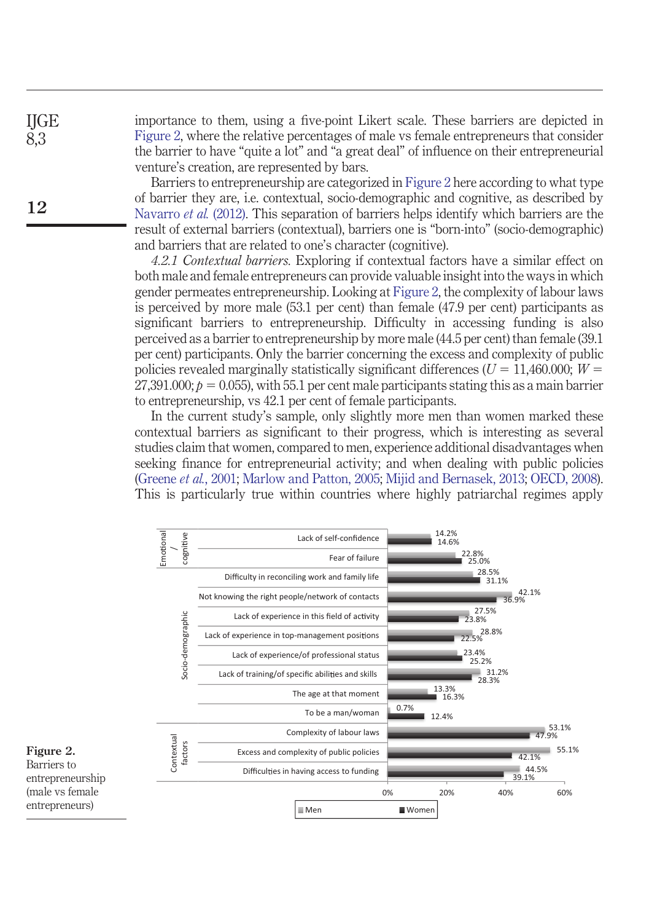importance to them, using a five-point Likert scale. These barriers are depicted in Figure 2, where the relative percentages of male vs female entrepreneurs that consider the barrier to have "quite a lot" and "a great deal" of influence on their entrepreneurial venture's creation, are represented by bars.

Barriers to entrepreneurship are categorized in Figure 2 here according to what type of barrier they are, i.e. contextual, socio-demographic and cognitive, as described by Navarro *et al.* (2012). This separation of barriers helps identify which barriers are the result of external barriers (contextual), barriers one is "born-into" (socio-demographic) and barriers that are related to one's character (cognitive).

*4.2.1 Contextual barriers.* Exploring if contextual factors have a similar effect on both male and female entrepreneurs can provide valuable insight into the ways in which gender permeates entrepreneurship. Looking at Figure 2, the complexity of labour laws is perceived by more male (53.1 per cent) than female (47.9 per cent) participants as significant barriers to entrepreneurship. Difficulty in accessing funding is also perceived as a barrier to entrepreneurship by more male (44.5 per cent) than female (39.1 per cent) participants. Only the barrier concerning the excess and complexity of public policies revealed marginally statistically significant differences ($U = 11{,}460.000$; $W = 27{,}391.000$; $p = 0.055$), with 55.1 per cent male participants stating this as a main barrier to entrepreneurship, vs 42.1 per cent of female participants.

In the current study's sample, only slightly more men than women marked these contextual barriers as significant to their progress, which is interesting as several studies claim that women, compared to men, experience additional disadvantages when seeking finance for entrepreneurial activity; and when dealing with public policies (Greene *et al.*, 2001; Marlow and Patton, 2005; Mijid and Bernasek, 2013; OECD, 2008). This is particularly true within countries where highly patriarchal regimes apply

| Category | Barrier | Men | Women |
|---|---|---|---|
| Emotional / cognitive | Lack of self-confidence | 14.2% | 14.6% |
| | Fear of failure | 22.8% | 25.0% |
| Socio-demographic | Difficulty in reconciling work and family life | 28.5% | 31.1% |
| | Not knowing the right people/network of contacts | 42.1% | 36.9% |
| | Lack of experience in this field of activity | 27.5% | 23.8% |
| | Lack of experience in top-management positions | 28.8% | 22.5% |
| | Lack of experience/of professional status | 23.4% | 25.2% |
| | Lack of training/of specific abilities and skills | 31.2% | 28.3% |
| | The age at that moment | 13.3% | 16.3% |
| | To be a man/woman | 0.7% | 12.4% |
| Contextual factors | Complexity of labour laws | 53.1% | 47.9% |
| | Excess and complexity of public policies | 55.1% | 42.1% |
| | Difficulties in having access to funding | 44.5% | 39.1% |

**Figure 2.** Barriers to entrepreneurship (male vs female entrepreneurs)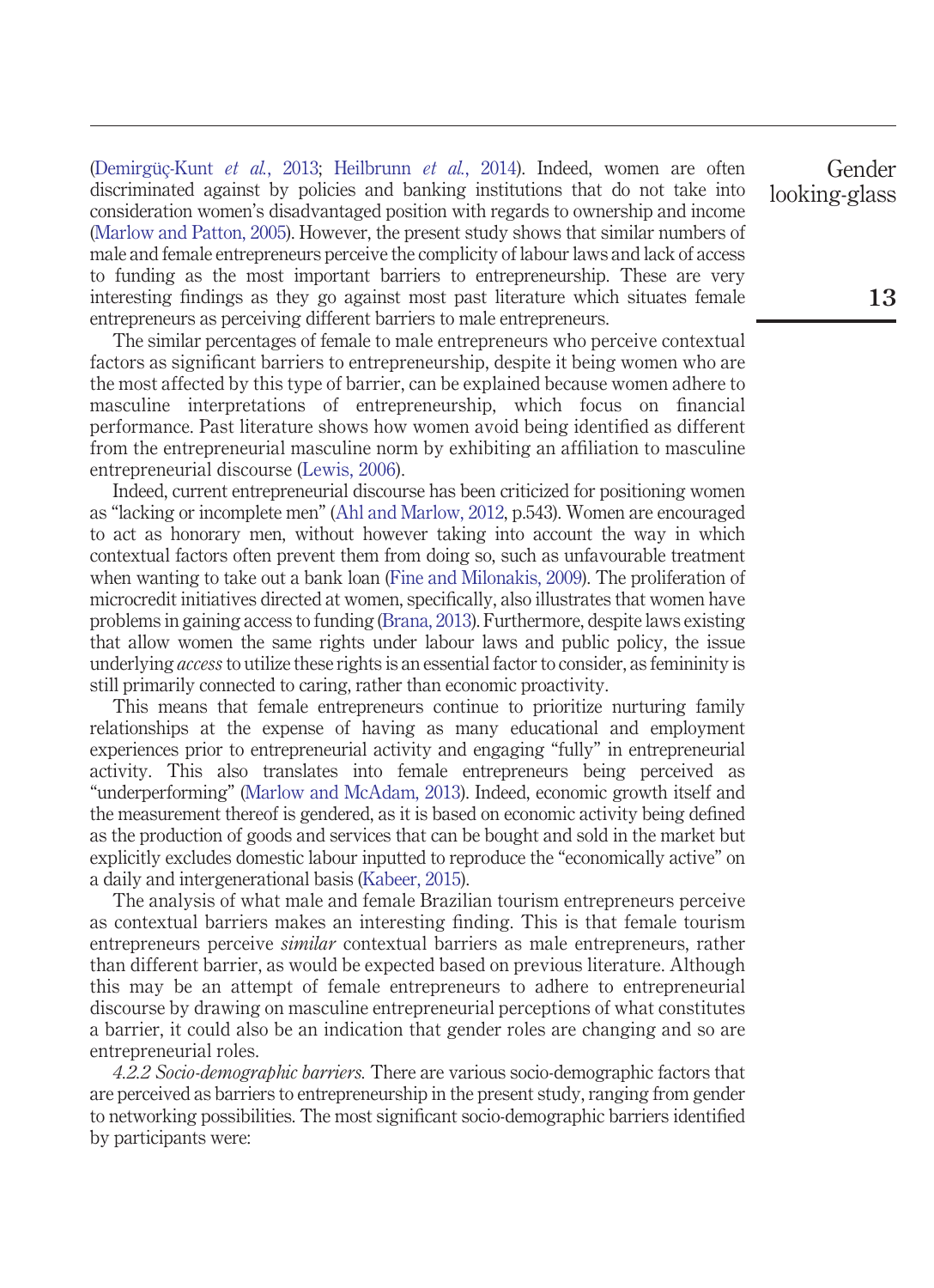(Demirgüç-Kunt *et al.*, 2013; Heilbrunn *et al.*, 2014). Indeed, women are often discriminated against by policies and banking institutions that do not take into consideration women's disadvantaged position with regards to ownership and income (Marlow and Patton, 2005). However, the present study shows that similar numbers of male and female entrepreneurs perceive the complicity of labour laws and lack of access to funding as the most important barriers to entrepreneurship. These are very interesting findings as they go against most past literature which situates female entrepreneurs as perceiving different barriers to male entrepreneurs.

The similar percentages of female to male entrepreneurs who perceive contextual factors as significant barriers to entrepreneurship, despite it being women who are the most affected by this type of barrier, can be explained because women adhere to masculine interpretations of entrepreneurship, which focus on financial performance. Past literature shows how women avoid being identified as different from the entrepreneurial masculine norm by exhibiting an affiliation to masculine entrepreneurial discourse (Lewis, 2006).

Indeed, current entrepreneurial discourse has been criticized for positioning women as "lacking or incomplete men" (Ahl and Marlow, 2012, p.543). Women are encouraged to act as honorary men, without however taking into account the way in which contextual factors often prevent them from doing so, such as unfavourable treatment when wanting to take out a bank loan (Fine and Milonakis, 2009). The proliferation of microcredit initiatives directed at women, specifically, also illustrates that women have problems in gaining access to funding (Brana, 2013). Furthermore, despite laws existing that allow women the same rights under labour laws and public policy, the issue underlying *access* to utilize these rights is an essential factor to consider, as femininity is still primarily connected to caring, rather than economic proactivity.

This means that female entrepreneurs continue to prioritize nurturing family relationships at the expense of having as many educational and employment experiences prior to entrepreneurial activity and engaging "fully" in entrepreneurial activity. This also translates into female entrepreneurs being perceived as "underperforming" (Marlow and McAdam, 2013). Indeed, economic growth itself and the measurement thereof is gendered, as it is based on economic activity being defined as the production of goods and services that can be bought and sold in the market but explicitly excludes domestic labour inputted to reproduce the "economically active" on a daily and intergenerational basis (Kabeer, 2015).

The analysis of what male and female Brazilian tourism entrepreneurs perceive as contextual barriers makes an interesting finding. This is that female tourism entrepreneurs perceive *similar* contextual barriers as male entrepreneurs, rather than different barrier, as would be expected based on previous literature. Although this may be an attempt of female entrepreneurs to adhere to entrepreneurial discourse by drawing on masculine entrepreneurial perceptions of what constitutes a barrier, it could also be an indication that gender roles are changing and so are entrepreneurial roles.

*4.2.2 Socio-demographic barriers.* There are various socio-demographic factors that are perceived as barriers to entrepreneurship in the present study, ranging from gender to networking possibilities. The most significant socio-demographic barriers identified by participants were: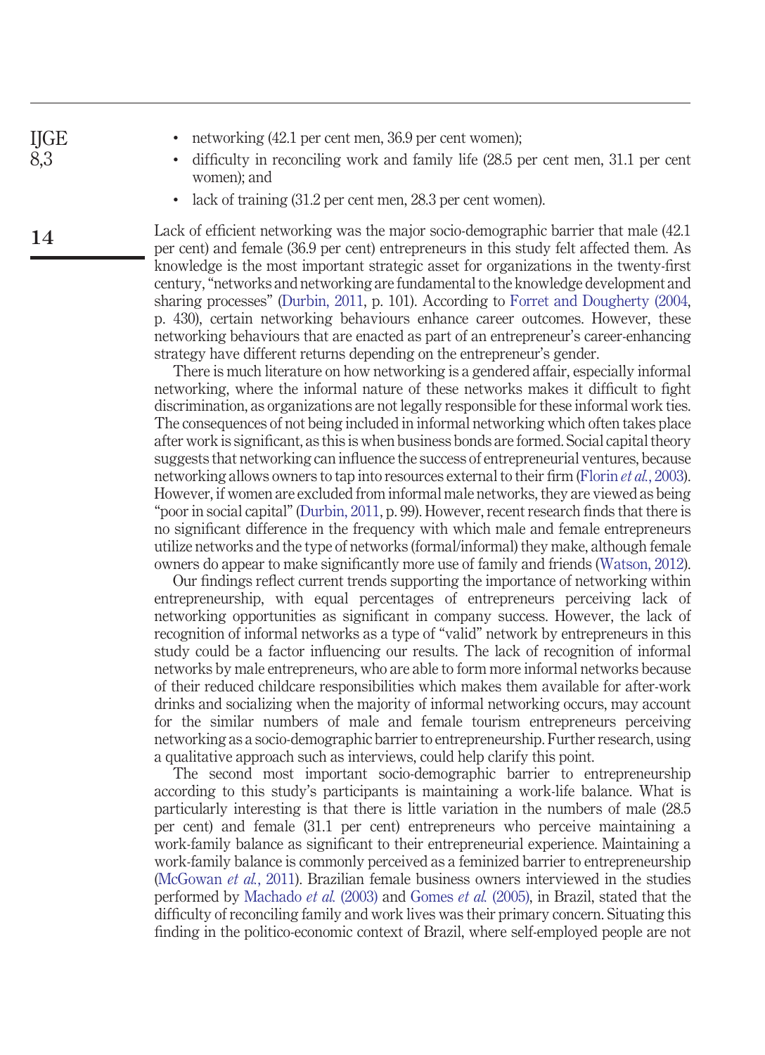- networking (42.1 per cent men, 36.9 per cent women);
- difficulty in reconciling work and family life (28.5 per cent men, 31.1 per cent women); and
- lack of training (31.2 per cent men, 28.3 per cent women).

Lack of efficient networking was the major socio-demographic barrier that male (42.1 per cent) and female (36.9 per cent) entrepreneurs in this study felt affected them. As knowledge is the most important strategic asset for organizations in the twenty-first century, "networks and networking are fundamental to the knowledge development and sharing processes" (Durbin, 2011, p. 101). According to Forret and Dougherty (2004, p. 430), certain networking behaviours enhance career outcomes. However, these networking behaviours that are enacted as part of an entrepreneur's career-enhancing strategy have different returns depending on the entrepreneur's gender.

There is much literature on how networking is a gendered affair, especially informal networking, where the informal nature of these networks makes it difficult to fight discrimination, as organizations are not legally responsible for these informal work ties. The consequences of not being included in informal networking which often takes place after work is significant, as this is when business bonds are formed. Social capital theory suggests that networking can influence the success of entrepreneurial ventures, because networking allows owners to tap into resources external to their firm (Florin *et al.*, 2003). However, if women are excluded from informal male networks, they are viewed as being "poor in social capital" (Durbin, 2011, p. 99). However, recent research finds that there is no significant difference in the frequency with which male and female entrepreneurs utilize networks and the type of networks (formal/informal) they make, although female owners do appear to make significantly more use of family and friends (Watson, 2012).

Our findings reflect current trends supporting the importance of networking within entrepreneurship, with equal percentages of entrepreneurs perceiving lack of networking opportunities as significant in company success. However, the lack of recognition of informal networks as a type of "valid" network by entrepreneurs in this study could be a factor influencing our results. The lack of recognition of informal networks by male entrepreneurs, who are able to form more informal networks because of their reduced childcare responsibilities which makes them available for after-work drinks and socializing when the majority of informal networking occurs, may account for the similar numbers of male and female tourism entrepreneurs perceiving networking as a socio-demographic barrier to entrepreneurship. Further research, using a qualitative approach such as interviews, could help clarify this point.

The second most important socio-demographic barrier to entrepreneurship according to this study's participants is maintaining a work-life balance. What is particularly interesting is that there is little variation in the numbers of male (28.5 per cent) and female (31.1 per cent) entrepreneurs who perceive maintaining a work-family balance as significant to their entrepreneurial experience. Maintaining a work-family balance is commonly perceived as a feminized barrier to entrepreneurship (McGowan *et al.*, 2011). Brazilian female business owners interviewed in the studies performed by Machado *et al.* (2003) and Gomes *et al.* (2005), in Brazil, stated that the difficulty of reconciling family and work lives was their primary concern. Situating this finding in the politico-economic context of Brazil, where self-employed people are not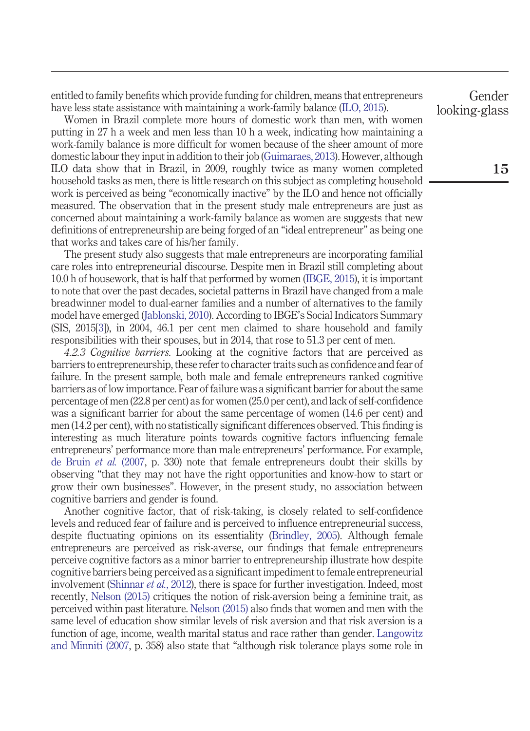entitled to family benefits which provide funding for children, means that entrepreneurs have less state assistance with maintaining a work-family balance (ILO, 2015).

Women in Brazil complete more hours of domestic work than men, with women putting in 27 h a week and men less than 10 h a week, indicating how maintaining a work-family balance is more difficult for women because of the sheer amount of more domestic labour they input in addition to their job (Guimaraes, 2013). However, although ILO data show that in Brazil, in 2009, roughly twice as many women completed household tasks as men, there is little research on this subject as completing household work is perceived as being "economically inactive" by the ILO and hence not officially measured. The observation that in the present study male entrepreneurs are just as concerned about maintaining a work-family balance as women are suggests that new definitions of entrepreneurship are being forged of an "ideal entrepreneur" as being one that works and takes care of his/her family.

The present study also suggests that male entrepreneurs are incorporating familial care roles into entrepreneurial discourse. Despite men in Brazil still completing about 10.0 h of housework, that is half that performed by women (IBGE, 2015), it is important to note that over the past decades, societal patterns in Brazil have changed from a male breadwinner model to dual-earner families and a number of alternatives to the family model have emerged (Jablonski, 2010). According to IBGE's Social Indicators Summary (SIS, 2015[3]), in 2004, 46.1 per cent men claimed to share household and family responsibilities with their spouses, but in 2014, that rose to 51.3 per cent of men.

*4.2.3 Cognitive barriers.* Looking at the cognitive factors that are perceived as barriers to entrepreneurship, these refer to character traits such as confidence and fear of failure. In the present sample, both male and female entrepreneurs ranked cognitive barriers as of low importance. Fear of failure was a significant barrier for about the same percentage of men (22.8 per cent) as for women (25.0 per cent), and lack of self-confidence was a significant barrier for about the same percentage of women (14.6 per cent) and men (14.2 per cent), with no statistically significant differences observed. This finding is interesting as much literature points towards cognitive factors influencing female entrepreneurs' performance more than male entrepreneurs' performance. For example, de Bruin *et al.* (2007, p. 330) note that female entrepreneurs doubt their skills by observing "that they may not have the right opportunities and know-how to start or grow their own businesses". However, in the present study, no association between cognitive barriers and gender is found.

Another cognitive factor, that of risk-taking, is closely related to self-confidence levels and reduced fear of failure and is perceived to influence entrepreneurial success, despite fluctuating opinions on its essentiality (Brindley, 2005). Although female entrepreneurs are perceived as risk-averse, our findings that female entrepreneurs perceive cognitive factors as a minor barrier to entrepreneurship illustrate how despite cognitive barriers being perceived as a significant impediment to female entrepreneurial involvement (Shinnar *et al.*, 2012), there is space for further investigation. Indeed, most recently, Nelson (2015) critiques the notion of risk-aversion being a feminine trait, as perceived within past literature. Nelson (2015) also finds that women and men with the same level of education show similar levels of risk aversion and that risk aversion is a function of age, income, wealth marital status and race rather than gender. Langowitz and Minniti (2007, p. 358) also state that "although risk tolerance plays some role in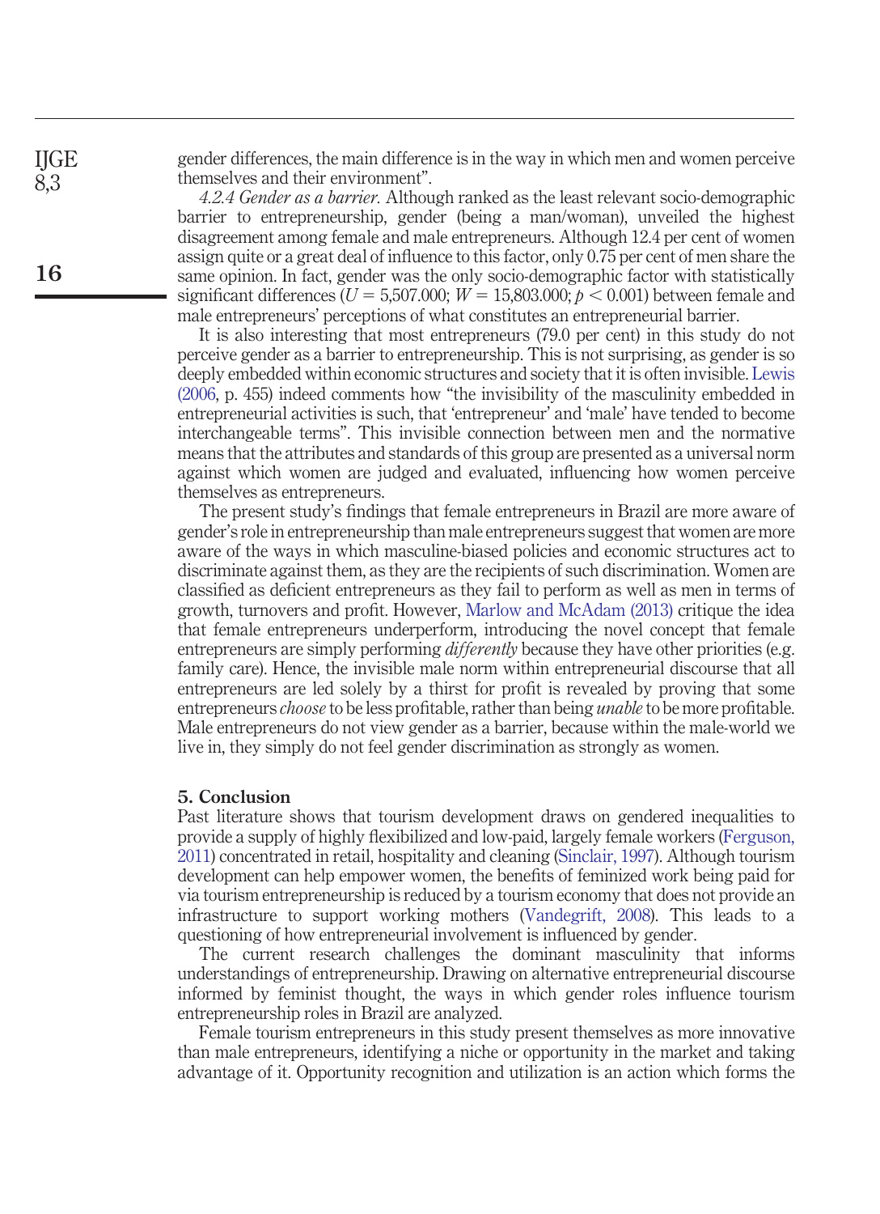gender differences, the main difference is in the way in which men and women perceive themselves and their environment".

*4.2.4 Gender as a barrier.* Although ranked as the least relevant socio-demographic barrier to entrepreneurship, gender (being a man/woman), unveiled the highest disagreement among female and male entrepreneurs. Although 12.4 per cent of women assign quite or a great deal of influence to this factor, only 0.75 per cent of men share the same opinion. In fact, gender was the only socio-demographic factor with statistically significant differences ($U = 5{,}507.000$; $W = 15{,}803.000$; $p < 0.001$) between female and male entrepreneurs' perceptions of what constitutes an entrepreneurial barrier.

It is also interesting that most entrepreneurs (79.0 per cent) in this study do not perceive gender as a barrier to entrepreneurship. This is not surprising, as gender is so deeply embedded within economic structures and society that it is often invisible. Lewis (2006, p. 455) indeed comments how "the invisibility of the masculinity embedded in entrepreneurial activities is such, that 'entrepreneur' and 'male' have tended to become interchangeable terms". This invisible connection between men and the normative means that the attributes and standards of this group are presented as a universal norm against which women are judged and evaluated, influencing how women perceive themselves as entrepreneurs.

The present study's findings that female entrepreneurs in Brazil are more aware of gender's role in entrepreneurship than male entrepreneurs suggest that women are more aware of the ways in which masculine-biased policies and economic structures act to discriminate against them, as they are the recipients of such discrimination. Women are classified as deficient entrepreneurs as they fail to perform as well as men in terms of growth, turnovers and profit. However, Marlow and McAdam (2013) critique the idea that female entrepreneurs underperform, introducing the novel concept that female entrepreneurs are simply performing *differently* because they have other priorities (e.g. family care). Hence, the invisible male norm within entrepreneurial discourse that all entrepreneurs are led solely by a thirst for profit is revealed by proving that some entrepreneurs *choose* to be less profitable, rather than being *unable* to be more profitable. Male entrepreneurs do not view gender as a barrier, because within the male-world we live in, they simply do not feel gender discrimination as strongly as women.

## 5. Conclusion

Past literature shows that tourism development draws on gendered inequalities to provide a supply of highly flexibilized and low-paid, largely female workers (Ferguson, 2011) concentrated in retail, hospitality and cleaning (Sinclair, 1997). Although tourism development can help empower women, the benefits of feminized work being paid for via tourism entrepreneurship is reduced by a tourism economy that does not provide an infrastructure to support working mothers (Vandegrift, 2008). This leads to a questioning of how entrepreneurial involvement is influenced by gender.

The current research challenges the dominant masculinity that informs understandings of entrepreneurship. Drawing on alternative entrepreneurial discourse informed by feminist thought, the ways in which gender roles influence tourism entrepreneurship roles in Brazil are analyzed.

Female tourism entrepreneurs in this study present themselves as more innovative than male entrepreneurs, identifying a niche or opportunity in the market and taking advantage of it. Opportunity recognition and utilization is an action which forms the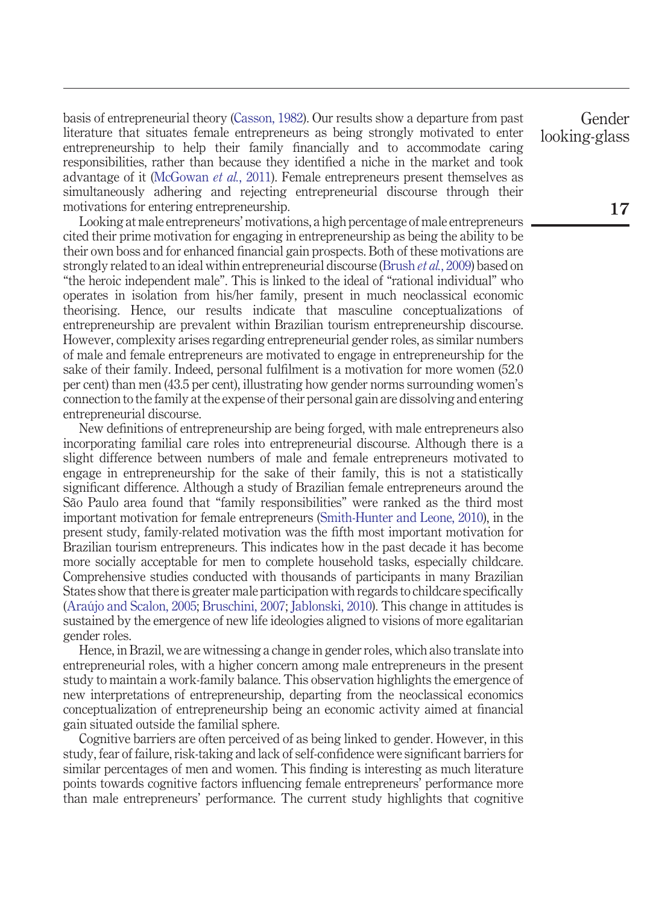basis of entrepreneurial theory (Casson, 1982). Our results show a departure from past literature that situates female entrepreneurs as being strongly motivated to enter entrepreneurship to help their family financially and to accommodate caring responsibilities, rather than because they identified a niche in the market and took advantage of it (McGowan *et al.*, 2011). Female entrepreneurs present themselves as simultaneously adhering and rejecting entrepreneurial discourse through their motivations for entering entrepreneurship.

Looking at male entrepreneurs' motivations, a high percentage of male entrepreneurs cited their prime motivation for engaging in entrepreneurship as being the ability to be their own boss and for enhanced financial gain prospects. Both of these motivations are strongly related to an ideal within entrepreneurial discourse (Brush *et al.*, 2009) based on "the heroic independent male". This is linked to the ideal of "rational individual" who operates in isolation from his/her family, present in much neoclassical economic theorising. Hence, our results indicate that masculine conceptualizations of entrepreneurship are prevalent within Brazilian tourism entrepreneurship discourse. However, complexity arises regarding entrepreneurial gender roles, as similar numbers of male and female entrepreneurs are motivated to engage in entrepreneurship for the sake of their family. Indeed, personal fulfilment is a motivation for more women (52.0 per cent) than men (43.5 per cent), illustrating how gender norms surrounding women's connection to the family at the expense of their personal gain are dissolving and entering entrepreneurial discourse.

New definitions of entrepreneurship are being forged, with male entrepreneurs also incorporating familial care roles into entrepreneurial discourse. Although there is a slight difference between numbers of male and female entrepreneurs motivated to engage in entrepreneurship for the sake of their family, this is not a statistically significant difference. Although a study of Brazilian female entrepreneurs around the São Paulo area found that "family responsibilities" were ranked as the third most important motivation for female entrepreneurs (Smith-Hunter and Leone, 2010), in the present study, family-related motivation was the fifth most important motivation for Brazilian tourism entrepreneurs. This indicates how in the past decade it has become more socially acceptable for men to complete household tasks, especially childcare. Comprehensive studies conducted with thousands of participants in many Brazilian States show that there is greater male participation with regards to childcare specifically (Araújo and Scalon, 2005; Bruschini, 2007; Jablonski, 2010). This change in attitudes is sustained by the emergence of new life ideologies aligned to visions of more egalitarian gender roles.

Hence, in Brazil, we are witnessing a change in gender roles, which also translate into entrepreneurial roles, with a higher concern among male entrepreneurs in the present study to maintain a work-family balance. This observation highlights the emergence of new interpretations of entrepreneurship, departing from the neoclassical economics conceptualization of entrepreneurship being an economic activity aimed at financial gain situated outside the familial sphere.

Cognitive barriers are often perceived of as being linked to gender. However, in this study, fear of failure, risk-taking and lack of self-confidence were significant barriers for similar percentages of men and women. This finding is interesting as much literature points towards cognitive factors influencing female entrepreneurs' performance more than male entrepreneurs' performance. The current study highlights that cognitive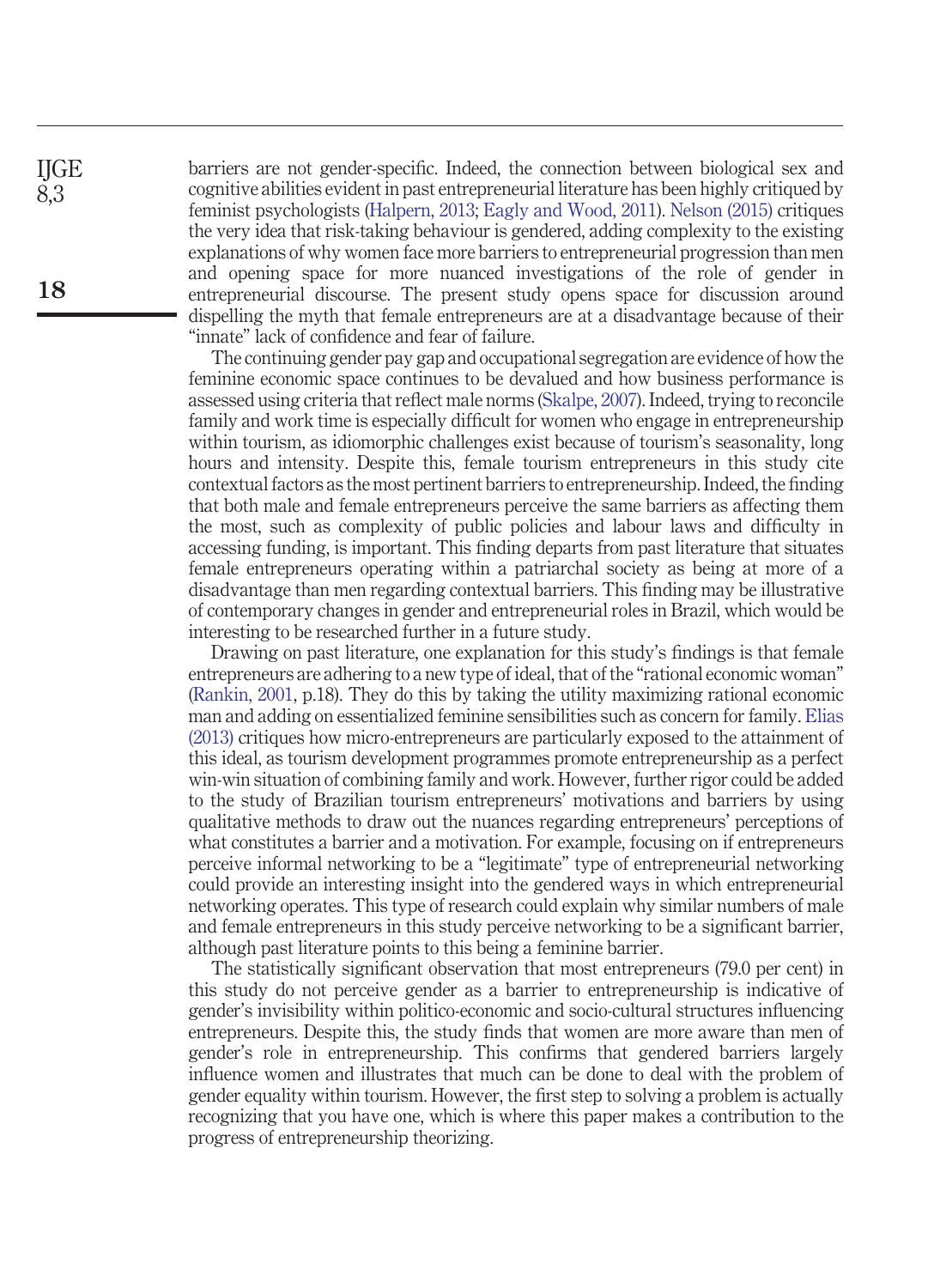barriers are not gender-specific. Indeed, the connection between biological sex and cognitive abilities evident in past entrepreneurial literature has been highly critiqued by feminist psychologists (Halpern, 2013; Eagly and Wood, 2011). Nelson (2015) critiques the very idea that risk-taking behaviour is gendered, adding complexity to the existing explanations of why women face more barriers to entrepreneurial progression than men and opening space for more nuanced investigations of the role of gender in entrepreneurial discourse. The present study opens space for discussion around dispelling the myth that female entrepreneurs are at a disadvantage because of their "innate" lack of confidence and fear of failure.

The continuing gender pay gap and occupational segregation are evidence of how the feminine economic space continues to be devalued and how business performance is assessed using criteria that reflect male norms (Skalpe, 2007). Indeed, trying to reconcile family and work time is especially difficult for women who engage in entrepreneurship within tourism, as idiomorphic challenges exist because of tourism's seasonality, long hours and intensity. Despite this, female tourism entrepreneurs in this study cite contextual factors as the most pertinent barriers to entrepreneurship. Indeed, the finding that both male and female entrepreneurs perceive the same barriers as affecting them the most, such as complexity of public policies and labour laws and difficulty in accessing funding, is important. This finding departs from past literature that situates female entrepreneurs operating within a patriarchal society as being at more of a disadvantage than men regarding contextual barriers. This finding may be illustrative of contemporary changes in gender and entrepreneurial roles in Brazil, which would be interesting to be researched further in a future study.

Drawing on past literature, one explanation for this study's findings is that female entrepreneurs are adhering to a new type of ideal, that of the "rational economic woman" (Rankin, 2001, p.18). They do this by taking the utility maximizing rational economic man and adding on essentialized feminine sensibilities such as concern for family. Elias (2013) critiques how micro-entrepreneurs are particularly exposed to the attainment of this ideal, as tourism development programmes promote entrepreneurship as a perfect win-win situation of combining family and work. However, further rigor could be added to the study of Brazilian tourism entrepreneurs' motivations and barriers by using qualitative methods to draw out the nuances regarding entrepreneurs' perceptions of what constitutes a barrier and a motivation. For example, focusing on if entrepreneurs perceive informal networking to be a "legitimate" type of entrepreneurial networking could provide an interesting insight into the gendered ways in which entrepreneurial networking operates. This type of research could explain why similar numbers of male and female entrepreneurs in this study perceive networking to be a significant barrier, although past literature points to this being a feminine barrier.

The statistically significant observation that most entrepreneurs (79.0 per cent) in this study do not perceive gender as a barrier to entrepreneurship is indicative of gender's invisibility within politico-economic and socio-cultural structures influencing entrepreneurs. Despite this, the study finds that women are more aware than men of gender's role in entrepreneurship. This confirms that gendered barriers largely influence women and illustrates that much can be done to deal with the problem of gender equality within tourism. However, the first step to solving a problem is actually recognizing that you have one, which is where this paper makes a contribution to the progress of entrepreneurship theorizing.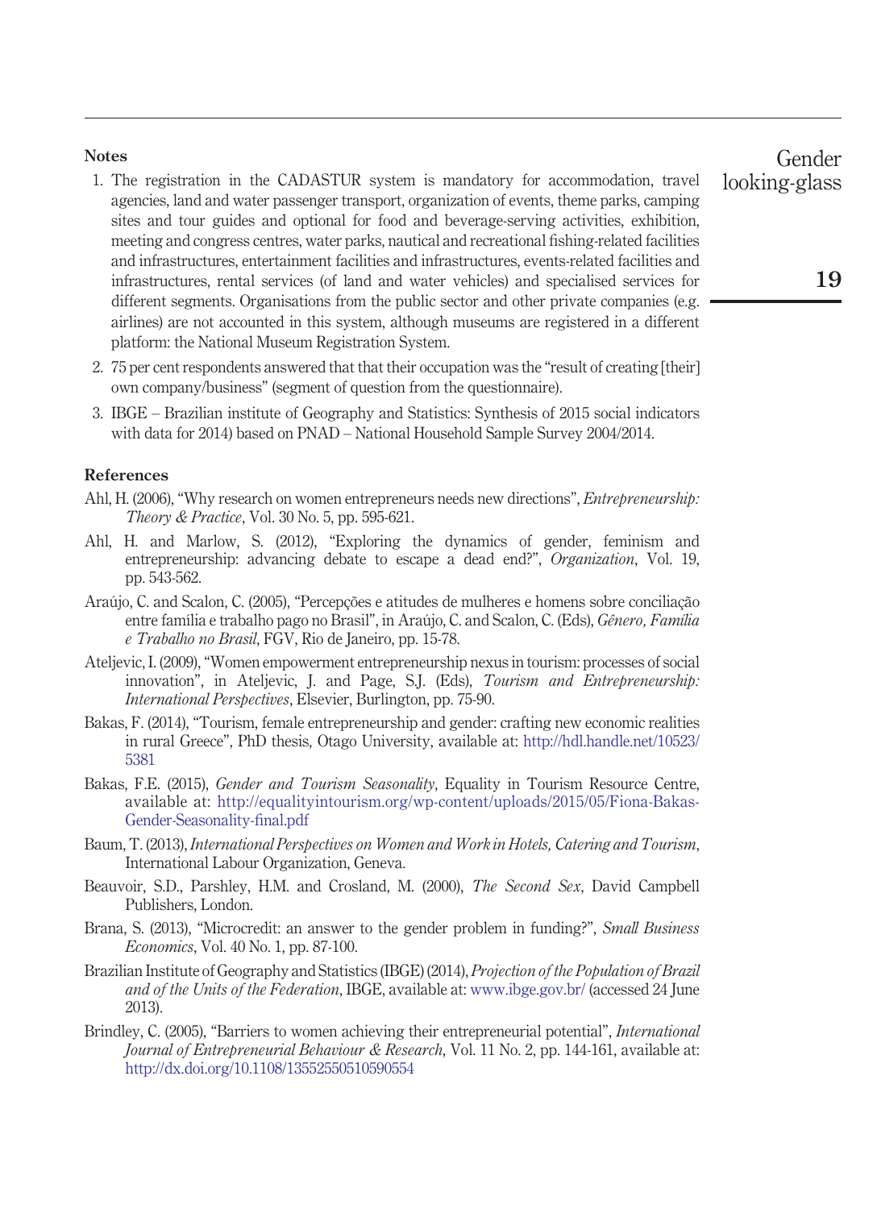## Notes

1. The registration in the CADASTUR system is mandatory for accommodation, travel agencies, land and water passenger transport, organization of events, theme parks, camping sites and tour guides and optional for food and beverage-serving activities, exhibition, meeting and congress centres, water parks, nautical and recreational fishing-related facilities and infrastructures, entertainment facilities and infrastructures, events-related facilities and infrastructures, rental services (of land and water vehicles) and specialised services for different segments. Organisations from the public sector and other private companies (e.g. airlines) are not accounted in this system, although museums are registered in a different platform: the National Museum Registration System.
2. 75 per cent respondents answered that that their occupation was the "result of creating [their] own company/business" (segment of question from the questionnaire).
3. IBGE – Brazilian institute of Geography and Statistics: Synthesis of 2015 social indicators with data for 2014) based on PNAD – National Household Sample Survey 2004/2014.

## References

Ahl, H. (2006), "Why research on women entrepreneurs needs new directions", *Entrepreneurship: Theory & Practice*, Vol. 30 No. 5, pp. 595-621.

Ahl, H. and Marlow, S. (2012), "Exploring the dynamics of gender, feminism and entrepreneurship: advancing debate to escape a dead end?", *Organization*, Vol. 19, pp. 543-562.

Araújo, C. and Scalon, C. (2005), "Percepções e atitudes de mulheres e homens sobre conciliação entre família e trabalho pago no Brasil", in Araújo, C. and Scalon, C. (Eds), *Gênero, Família e Trabalho no Brasil*, FGV, Rio de Janeiro, pp. 15-78.

Ateljevic, I. (2009), "Women empowerment entrepreneurship nexus in tourism: processes of social innovation", in Ateljevic, J. and Page, S.J. (Eds), *Tourism and Entrepreneurship: International Perspectives*, Elsevier, Burlington, pp. 75-90.

Bakas, F. (2014), "Tourism, female entrepreneurship and gender: crafting new economic realities in rural Greece", PhD thesis, Otago University, available at: http://hdl.handle.net/10523/5381

Bakas, F.E. (2015), *Gender and Tourism Seasonality*, Equality in Tourism Resource Centre, available at: http://equalityintourism.org/wp-content/uploads/2015/05/Fiona-Bakas-Gender-Seasonality-final.pdf

Baum, T. (2013), *International Perspectives on Women and Work in Hotels, Catering and Tourism*, International Labour Organization, Geneva.

Beauvoir, S.D., Parshley, H.M. and Crosland, M. (2000), *The Second Sex*, David Campbell Publishers, London.

Brana, S. (2013), "Microcredit: an answer to the gender problem in funding?", *Small Business Economics*, Vol. 40 No. 1, pp. 87-100.

Brazilian Institute of Geography and Statistics (IBGE) (2014), *Projection of the Population of Brazil and of the Units of the Federation*, IBGE, available at: www.ibge.gov.br/ (accessed 24 June 2013).

Brindley, C. (2005), "Barriers to women achieving their entrepreneurial potential", *International Journal of Entrepreneurial Behaviour & Research*, Vol. 11 No. 2, pp. 144-161, available at: http://dx.doi.org/10.1108/13552550510590554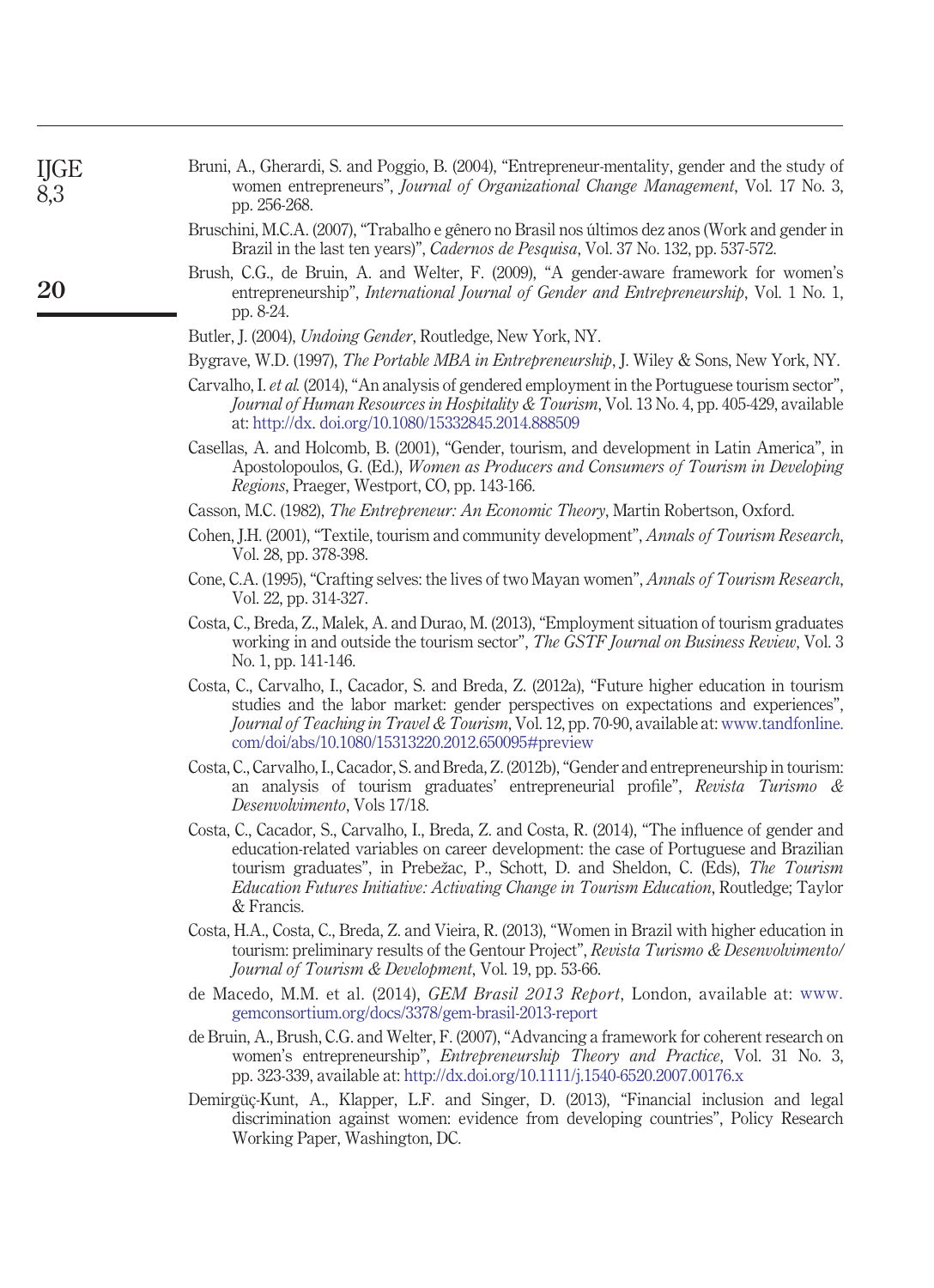Bruni, A., Gherardi, S. and Poggio, B. (2004), "Entrepreneur-mentality, gender and the study of women entrepreneurs", *Journal of Organizational Change Management*, Vol. 17 No. 3, pp. 256-268.

Bruschini, M.C.A. (2007), "Trabalho e gênero no Brasil nos últimos dez anos (Work and gender in Brazil in the last ten years)", *Cadernos de Pesquisa*, Vol. 37 No. 132, pp. 537-572.

Brush, C.G., de Bruin, A. and Welter, F. (2009), "A gender-aware framework for women's entrepreneurship", *International Journal of Gender and Entrepreneurship*, Vol. 1 No. 1, pp. 8-24.

Butler, J. (2004), *Undoing Gender*, Routledge, New York, NY.

Bygrave, W.D. (1997), *The Portable MBA in Entrepreneurship*, J. Wiley & Sons, New York, NY.

Carvalho, I. *et al.* (2014), "An analysis of gendered employment in the Portuguese tourism sector", *Journal of Human Resources in Hospitality & Tourism*, Vol. 13 No. 4, pp. 405-429, available at: http://dx. doi.org/10.1080/15332845.2014.888509

Casellas, A. and Holcomb, B. (2001), "Gender, tourism, and development in Latin America", in Apostolopoulos, G. (Ed.), *Women as Producers and Consumers of Tourism in Developing Regions*, Praeger, Westport, CO, pp. 143-166.

Casson, M.C. (1982), *The Entrepreneur: An Economic Theory*, Martin Robertson, Oxford.

Cohen, J.H. (2001), "Textile, tourism and community development", *Annals of Tourism Research*, Vol. 28, pp. 378-398.

Cone, C.A. (1995), "Crafting selves: the lives of two Mayan women", *Annals of Tourism Research*, Vol. 22, pp. 314-327.

Costa, C., Breda, Z., Malek, A. and Durao, M. (2013), "Employment situation of tourism graduates working in and outside the tourism sector", *The GSTF Journal on Business Review*, Vol. 3 No. 1, pp. 141-146.

Costa, C., Carvalho, I., Cacador, S. and Breda, Z. (2012a), "Future higher education in tourism studies and the labor market: gender perspectives on expectations and experiences", *Journal of Teaching in Travel & Tourism*, Vol. 12, pp. 70-90, available at: www.tandfonline.com/doi/abs/10.1080/15313220.2012.650095#preview

Costa, C., Carvalho, I., Cacador, S. and Breda, Z. (2012b), "Gender and entrepreneurship in tourism: an analysis of tourism graduates' entrepreneurial profile", *Revista Turismo & Desenvolvimento*, Vols 17/18.

Costa, C., Cacador, S., Carvalho, I., Breda, Z. and Costa, R. (2014), "The influence of gender and education-related variables on career development: the case of Portuguese and Brazilian tourism graduates", in Prebežac, P., Schott, D. and Sheldon, C. (Eds), *The Tourism Education Futures Initiative: Activating Change in Tourism Education*, Routledge; Taylor & Francis.

Costa, H.A., Costa, C., Breda, Z. and Vieira, R. (2013), "Women in Brazil with higher education in tourism: preliminary results of the Gentour Project", *Revista Turismo & Desenvolvimento/ Journal of Tourism & Development*, Vol. 19, pp. 53-66.

de Macedo, M.M. et al. (2014), *GEM Brasil 2013 Report*, London, available at: www.gemconsortium.org/docs/3378/gem-brasil-2013-report

de Bruin, A., Brush, C.G. and Welter, F. (2007), "Advancing a framework for coherent research on women's entrepreneurship", *Entrepreneurship Theory and Practice*, Vol. 31 No. 3, pp. 323-339, available at: http://dx.doi.org/10.1111/j.1540-6520.2007.00176.x

Demirgüç-Kunt, A., Klapper, L.F. and Singer, D. (2013), "Financial inclusion and legal discrimination against women: evidence from developing countries", Policy Research Working Paper, Washington, DC.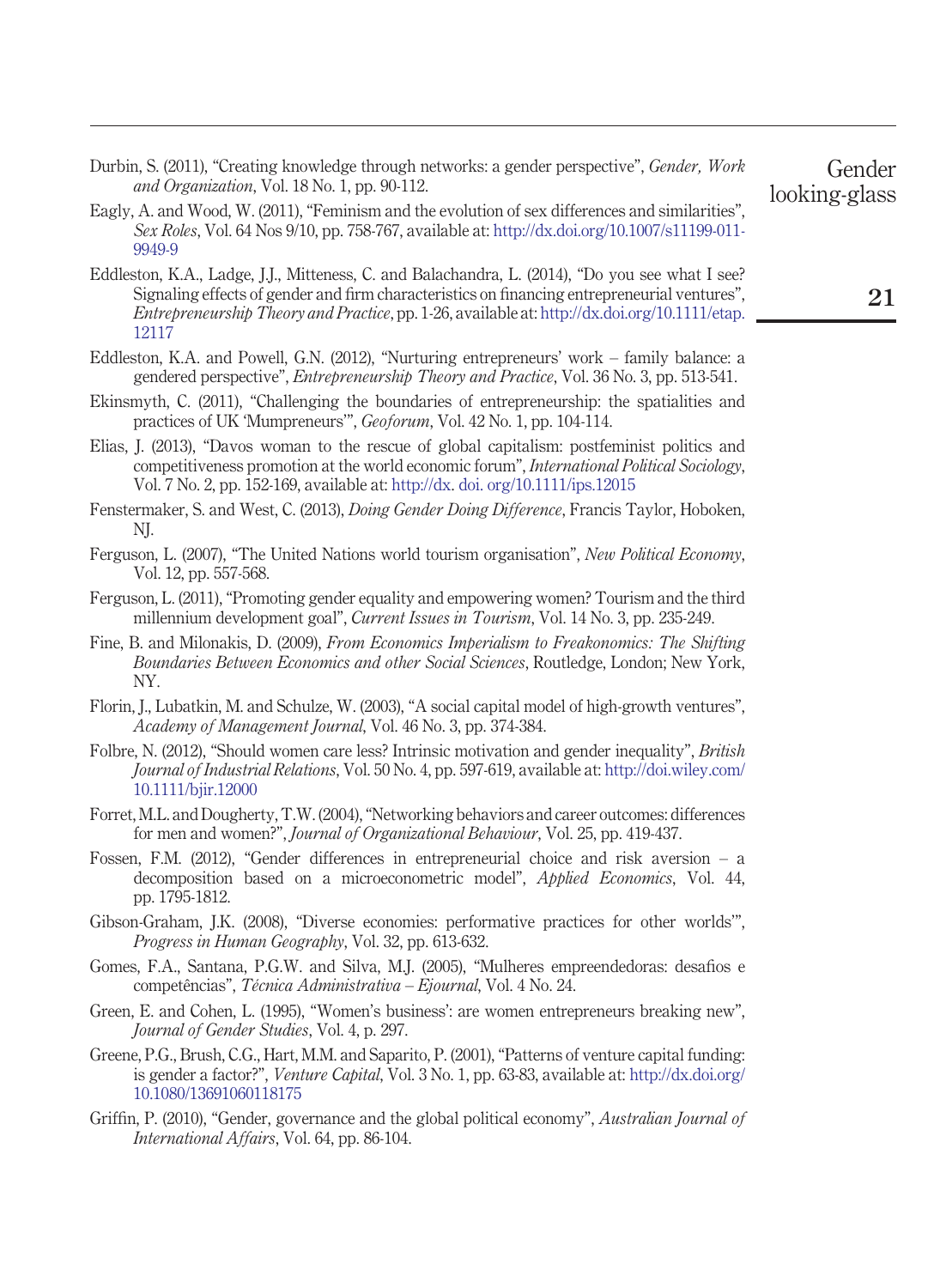Durbin, S. (2011), "Creating knowledge through networks: a gender perspective", *Gender, Work and Organization*, Vol. 18 No. 1, pp. 90-112.

Eagly, A. and Wood, W. (2011), "Feminism and the evolution of sex differences and similarities", *Sex Roles*, Vol. 64 Nos 9/10, pp. 758-767, available at: http://dx.doi.org/10.1007/s11199-011-9949-9

Eddleston, K.A., Ladge, J.J., Mitteness, C. and Balachandra, L. (2014), "Do you see what I see? Signaling effects of gender and firm characteristics on financing entrepreneurial ventures", *Entrepreneurship Theory and Practice*, pp. 1-26, available at: http://dx.doi.org/10.1111/etap.12117

Eddleston, K.A. and Powell, G.N. (2012), "Nurturing entrepreneurs' work – family balance: a gendered perspective", *Entrepreneurship Theory and Practice*, Vol. 36 No. 3, pp. 513-541.

Ekinsmyth, C. (2011), "Challenging the boundaries of entrepreneurship: the spatialities and practices of UK 'Mumpreneurs'", *Geoforum*, Vol. 42 No. 1, pp. 104-114.

Elias, J. (2013), "Davos woman to the rescue of global capitalism: postfeminist politics and competitiveness promotion at the world economic forum", *International Political Sociology*, Vol. 7 No. 2, pp. 152-169, available at: http://dx. doi. org/10.1111/ips.12015

Fenstermaker, S. and West, C. (2013), *Doing Gender Doing Difference*, Francis Taylor, Hoboken, NJ.

Ferguson, L. (2007), "The United Nations world tourism organisation", *New Political Economy*, Vol. 12, pp. 557-568.

Ferguson, L. (2011), "Promoting gender equality and empowering women? Tourism and the third millennium development goal", *Current Issues in Tourism*, Vol. 14 No. 3, pp. 235-249.

Fine, B. and Milonakis, D. (2009), *From Economics Imperialism to Freakonomics: The Shifting Boundaries Between Economics and other Social Sciences*, Routledge, London; New York, NY.

Florin, J., Lubatkin, M. and Schulze, W. (2003), "A social capital model of high-growth ventures", *Academy of Management Journal*, Vol. 46 No. 3, pp. 374-384.

Folbre, N. (2012), "Should women care less? Intrinsic motivation and gender inequality", *British Journal of Industrial Relations*, Vol. 50 No. 4, pp. 597-619, available at: http://doi.wiley.com/10.1111/bjir.12000

Forret, M.L. and Dougherty, T.W. (2004), "Networking behaviors and career outcomes: differences for men and women?", *Journal of Organizational Behaviour*, Vol. 25, pp. 419-437.

Fossen, F.M. (2012), "Gender differences in entrepreneurial choice and risk aversion – a decomposition based on a microeconometric model", *Applied Economics*, Vol. 44, pp. 1795-1812.

Gibson-Graham, J.K. (2008), "Diverse economies: performative practices for other worlds'", *Progress in Human Geography*, Vol. 32, pp. 613-632.

Gomes, F.A., Santana, P.G.W. and Silva, M.J. (2005), "Mulheres empreendedoras: desafios e competências", *Técnica Administrativa – Ejournal*, Vol. 4 No. 24.

Green, E. and Cohen, L. (1995), "Women's business': are women entrepreneurs breaking new", *Journal of Gender Studies*, Vol. 4, p. 297.

Greene, P.G., Brush, C.G., Hart, M.M. and Saparito, P. (2001), "Patterns of venture capital funding: is gender a factor?", *Venture Capital*, Vol. 3 No. 1, pp. 63-83, available at: http://dx.doi.org/10.1080/13691060118175

Griffin, P. (2010), "Gender, governance and the global political economy", *Australian Journal of International Affairs*, Vol. 64, pp. 86-104.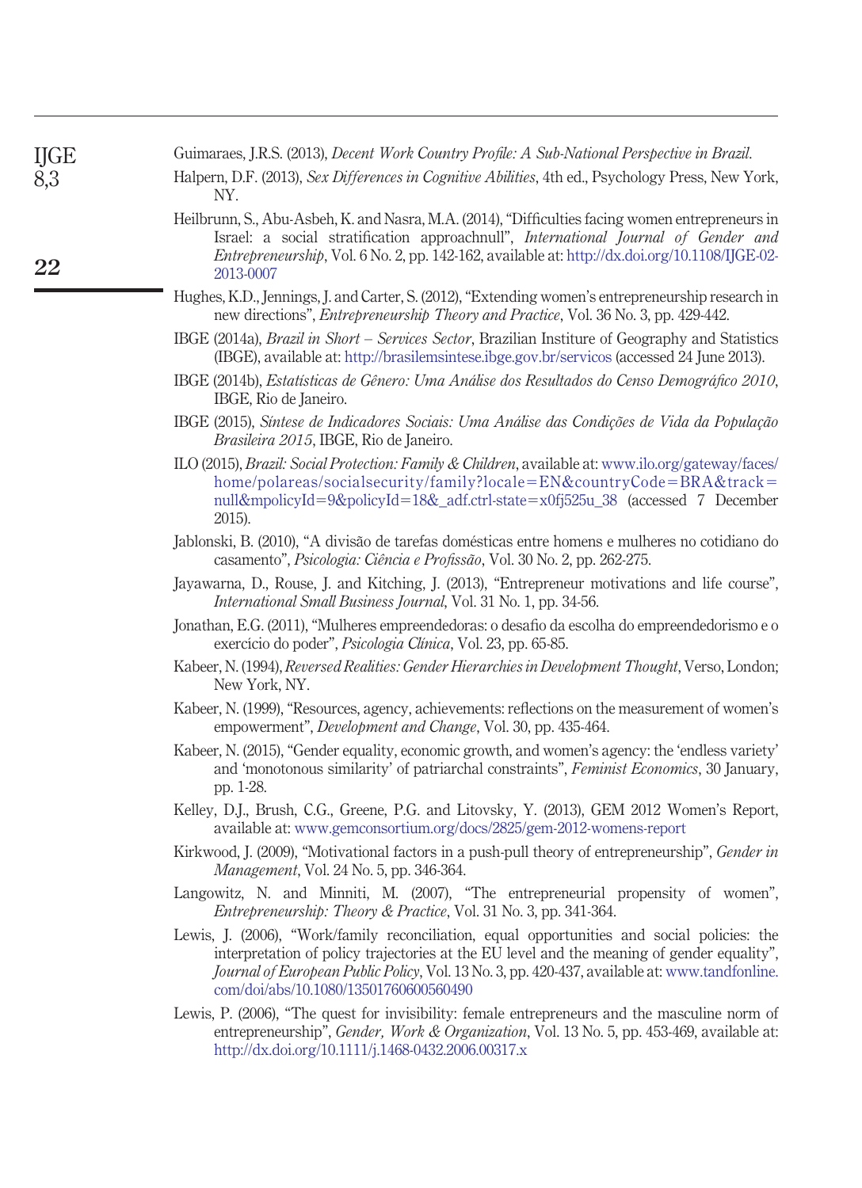Guimaraes, J.R.S. (2013), *Decent Work Country Profile: A Sub-National Perspective in Brazil*.

Halpern, D.F. (2013), *Sex Differences in Cognitive Abilities*, 4th ed., Psychology Press, New York, NY.

Heilbrunn, S., Abu-Asbeh, K. and Nasra, M.A. (2014), "Difficulties facing women entrepreneurs in Israel: a social stratification approachnull", *International Journal of Gender and Entrepreneurship*, Vol. 6 No. 2, pp. 142-162, available at: http://dx.doi.org/10.1108/IJGE-02-2013-0007

Hughes, K.D., Jennings, J. and Carter, S. (2012), "Extending women's entrepreneurship research in new directions", *Entrepreneurship Theory and Practice*, Vol. 36 No. 3, pp. 429-442.

IBGE (2014a), *Brazil in Short – Services Sector*, Brazilian Institure of Geography and Statistics (IBGE), available at: http://brasilemsintese.ibge.gov.br/servicos (accessed 24 June 2013).

IBGE (2014b), *Estatísticas de Gênero: Uma Análise dos Resultados do Censo Demográfico 2010*, IBGE, Rio de Janeiro.

IBGE (2015), *Síntese de Indicadores Sociais: Uma Análise das Condições de Vida da População Brasileira 2015*, IBGE, Rio de Janeiro.

ILO (2015), *Brazil: Social Protection: Family & Children*, available at: www.ilo.org/gateway/faces/home/polareas/socialsecurity/family?locale=EN&countryCode=BRA&track=null&mpolicyId=9&policyId=18&_adf.ctrl-state=x0fj525u_38 (accessed 7 December 2015).

Jablonski, B. (2010), "A divisão de tarefas domésticas entre homens e mulheres no cotidiano do casamento", *Psicologia: Ciência e Profissão*, Vol. 30 No. 2, pp. 262-275.

Jayawarna, D., Rouse, J. and Kitching, J. (2013), "Entrepreneur motivations and life course", *International Small Business Journal*, Vol. 31 No. 1, pp. 34-56.

Jonathan, E.G. (2011), "Mulheres empreendedoras: o desafio da escolha do empreendedorismo e o exercício do poder", *Psicologia Clínica*, Vol. 23, pp. 65-85.

Kabeer, N. (1994), *Reversed Realities: Gender Hierarchies in Development Thought*, Verso, London; New York, NY.

Kabeer, N. (1999), "Resources, agency, achievements: reflections on the measurement of women's empowerment", *Development and Change*, Vol. 30, pp. 435-464.

Kabeer, N. (2015), "Gender equality, economic growth, and women's agency: the 'endless variety' and 'monotonous similarity' of patriarchal constraints", *Feminist Economics*, 30 January, pp. 1-28.

Kelley, D.J., Brush, C.G., Greene, P.G. and Litovsky, Y. (2013), GEM 2012 Women's Report, available at: www.gemconsortium.org/docs/2825/gem-2012-womens-report

Kirkwood, J. (2009), "Motivational factors in a push-pull theory of entrepreneurship", *Gender in Management*, Vol. 24 No. 5, pp. 346-364.

Langowitz, N. and Minniti, M. (2007), "The entrepreneurial propensity of women", *Entrepreneurship: Theory & Practice*, Vol. 31 No. 3, pp. 341-364.

Lewis, J. (2006), "Work/family reconciliation, equal opportunities and social policies: the interpretation of policy trajectories at the EU level and the meaning of gender equality", *Journal of European Public Policy*, Vol. 13 No. 3, pp. 420-437, available at: www.tandfonline.com/doi/abs/10.1080/13501760600560490

Lewis, P. (2006), "The quest for invisibility: female entrepreneurs and the masculine norm of entrepreneurship", *Gender, Work & Organization*, Vol. 13 No. 5, pp. 453-469, available at: http://dx.doi.org/10.1111/j.1468-0432.2006.00317.x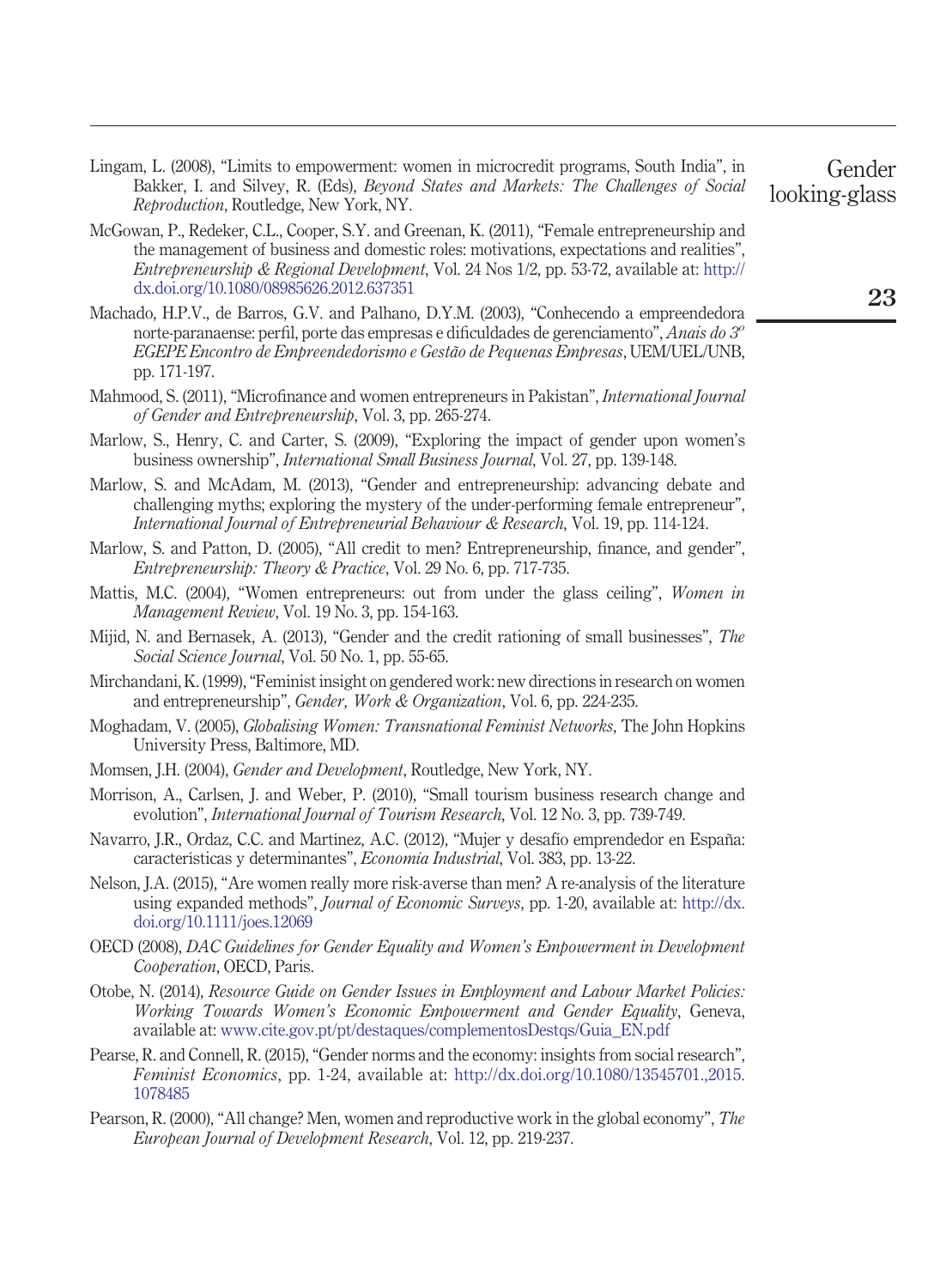Lingam, L. (2008), "Limits to empowerment: women in microcredit programs, South India", in Bakker, I. and Silvey, R. (Eds), *Beyond States and Markets: The Challenges of Social Reproduction*, Routledge, New York, NY.

McGowan, P., Redeker, C.L., Cooper, S.Y. and Greenan, K. (2011), "Female entrepreneurship and the management of business and domestic roles: motivations, expectations and realities", *Entrepreneurship & Regional Development*, Vol. 24 Nos 1/2, pp. 53-72, available at: http://dx.doi.org/10.1080/08985626.2012.637351

Machado, H.P.V., de Barros, G.V. and Palhano, D.Y.M. (2003), "Conhecendo a empreendedora norte-paranaense: perfil, porte das empresas e dificuldades de gerenciamento", *Anais do 3º EGEPE Encontro de Empreendedorismo e Gestão de Pequenas Empresas*, UEM/UEL/UNB, pp. 171-197.

Mahmood, S. (2011), "Microfinance and women entrepreneurs in Pakistan", *International Journal of Gender and Entrepreneurship*, Vol. 3, pp. 265-274.

Marlow, S., Henry, C. and Carter, S. (2009), "Exploring the impact of gender upon women's business ownership", *International Small Business Journal*, Vol. 27, pp. 139-148.

Marlow, S. and McAdam, M. (2013), "Gender and entrepreneurship: advancing debate and challenging myths; exploring the mystery of the under-performing female entrepreneur", *International Journal of Entrepreneurial Behaviour & Research*, Vol. 19, pp. 114-124.

Marlow, S. and Patton, D. (2005), "All credit to men? Entrepreneurship, finance, and gender", *Entrepreneurship: Theory & Practice*, Vol. 29 No. 6, pp. 717-735.

Mattis, M.C. (2004), "Women entrepreneurs: out from under the glass ceiling", *Women in Management Review*, Vol. 19 No. 3, pp. 154-163.

Mijid, N. and Bernasek, A. (2013), "Gender and the credit rationing of small businesses", *The Social Science Journal*, Vol. 50 No. 1, pp. 55-65.

Mirchandani, K. (1999), "Feminist insight on gendered work: new directions in research on women and entrepreneurship", *Gender, Work & Organization*, Vol. 6, pp. 224-235.

Moghadam, V. (2005), *Globalising Women: Transnational Feminist Networks*, The John Hopkins University Press, Baltimore, MD.

Momsen, J.H. (2004), *Gender and Development*, Routledge, New York, NY.

Morrison, A., Carlsen, J. and Weber, P. (2010), "Small tourism business research change and evolution", *International Journal of Tourism Research*, Vol. 12 No. 3, pp. 739-749.

Navarro, J.R., Ordaz, C.C. and Martínez, A.C. (2012), "Mujer y desafío emprendedor en España: características y determinantes", *Economía Industrial*, Vol. 383, pp. 13-22.

Nelson, J.A. (2015), "Are women really more risk-averse than men? A re-analysis of the literature using expanded methods", *Journal of Economic Surveys*, pp. 1-20, available at: http://dx.doi.org/10.1111/joes.12069

OECD (2008), *DAC Guidelines for Gender Equality and Women's Empowerment in Development Cooperation*, OECD, Paris.

Otobe, N. (2014), *Resource Guide on Gender Issues in Employment and Labour Market Policies: Working Towards Women's Economic Empowerment and Gender Equality*, Geneva, available at: www.cite.gov.pt/pt/destaques/complementosDestqs/Guia_EN.pdf

Pearse, R. and Connell, R. (2015), "Gender norms and the economy: insights from social research", *Feminist Economics*, pp. 1-24, available at: http://dx.doi.org/10.1080/13545701.,2015.1078485

Pearson, R. (2000), "All change? Men, women and reproductive work in the global economy", *The European Journal of Development Research*, Vol. 12, pp. 219-237.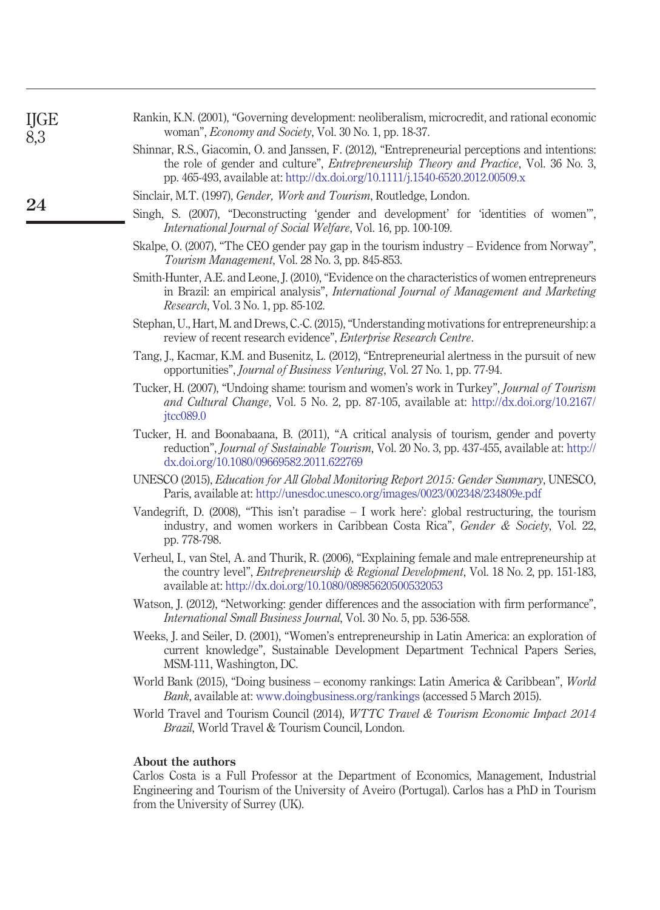Rankin, K.N. (2001), "Governing development: neoliberalism, microcredit, and rational economic woman", *Economy and Society*, Vol. 30 No. 1, pp. 18-37.

Shinnar, R.S., Giacomin, O. and Janssen, F. (2012), "Entrepreneurial perceptions and intentions: the role of gender and culture", *Entrepreneurship Theory and Practice*, Vol. 36 No. 3, pp. 465-493, available at: http://dx.doi.org/10.1111/j.1540-6520.2012.00509.x

Sinclair, M.T. (1997), *Gender, Work and Tourism*, Routledge, London.

Singh, S. (2007), "Deconstructing 'gender and development' for 'identities of women'", *International Journal of Social Welfare*, Vol. 16, pp. 100-109.

Skalpe, O. (2007), "The CEO gender pay gap in the tourism industry – Evidence from Norway", *Tourism Management*, Vol. 28 No. 3, pp. 845-853.

Smith-Hunter, A.E. and Leone, J. (2010), "Evidence on the characteristics of women entrepreneurs in Brazil: an empirical analysis", *International Journal of Management and Marketing Research*, Vol. 3 No. 1, pp. 85-102.

Stephan, U., Hart, M. and Drews, C.-C. (2015), "Understanding motivations for entrepreneurship: a review of recent research evidence", *Enterprise Research Centre*.

Tang, J., Kacmar, K.M. and Busenitz, L. (2012), "Entrepreneurial alertness in the pursuit of new opportunities", *Journal of Business Venturing*, Vol. 27 No. 1, pp. 77-94.

Tucker, H. (2007), "Undoing shame: tourism and women's work in Turkey", *Journal of Tourism and Cultural Change*, Vol. 5 No. 2, pp. 87-105, available at: http://dx.doi.org/10.2167/jtcc089.0

Tucker, H. and Boonabaana, B. (2011), "A critical analysis of tourism, gender and poverty reduction", *Journal of Sustainable Tourism*, Vol. 20 No. 3, pp. 437-455, available at: http://dx.doi.org/10.1080/09669582.2011.622769

UNESCO (2015), *Education for All Global Monitoring Report 2015: Gender Summary*, UNESCO, Paris, available at: http://unesdoc.unesco.org/images/0023/002348/234809e.pdf

Vandegrift, D. (2008), "'This isn't paradise – I work here': global restructuring, the tourism industry, and women workers in Caribbean Costa Rica", *Gender & Society*, Vol. 22, pp. 778-798.

Verheul, I., van Stel, A. and Thurik, R. (2006), "Explaining female and male entrepreneurship at the country level", *Entrepreneurship & Regional Development*, Vol. 18 No. 2, pp. 151-183, available at: http://dx.doi.org/10.1080/08985620500532053

Watson, J. (2012), "Networking: gender differences and the association with firm performance", *International Small Business Journal*, Vol. 30 No. 5, pp. 536-558.

Weeks, J. and Seiler, D. (2001), "Women's entrepreneurship in Latin America: an exploration of current knowledge", Sustainable Development Department Technical Papers Series, MSM-111, Washington, DC.

World Bank (2015), "Doing business – economy rankings: Latin America & Caribbean", *World Bank*, available at: www.doingbusiness.org/rankings (accessed 5 March 2015).

World Travel and Tourism Council (2014), *WTTC Travel & Tourism Economic Impact 2014 Brazil*, World Travel & Tourism Council, London.

## About the authors

Carlos Costa is a Full Professor at the Department of Economics, Management, Industrial Engineering and Tourism of the University of Aveiro (Portugal). Carlos has a PhD in Tourism from the University of Surrey (UK).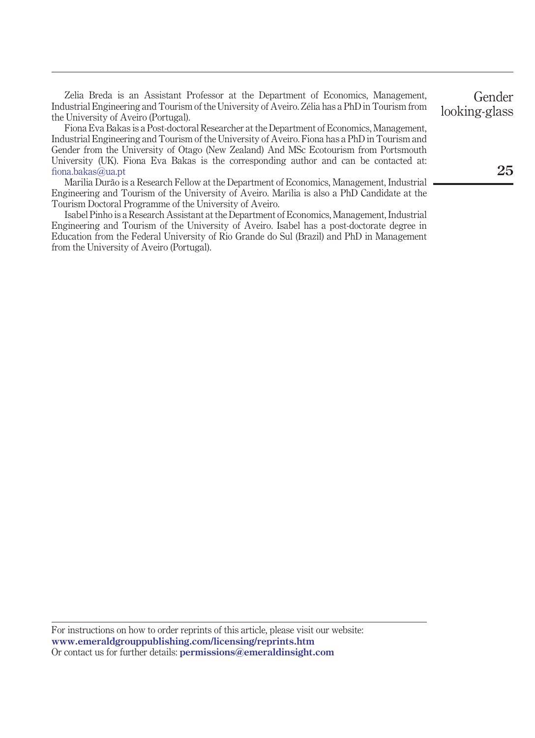Zelia Breda is an Assistant Professor at the Department of Economics, Management, Industrial Engineering and Tourism of the University of Aveiro. Zélia has a PhD in Tourism from the University of Aveiro (Portugal).

Fiona Eva Bakas is a Post-doctoral Researcher at the Department of Economics, Management, Industrial Engineering and Tourism of the University of Aveiro. Fiona has a PhD in Tourism and Gender from the University of Otago (New Zealand) And MSc Ecotourism from Portsmouth University (UK). Fiona Eva Bakas is the corresponding author and can be contacted at: fiona.bakas@ua.pt

Marilia Durão is a Research Fellow at the Department of Economics, Management, Industrial Engineering and Tourism of the University of Aveiro. Marília is also a PhD Candidate at the Tourism Doctoral Programme of the University of Aveiro.

Isabel Pinho is a Research Assistant at the Department of Economics, Management, Industrial Engineering and Tourism of the University of Aveiro. Isabel has a post-doctorate degree in Education from the Federal University of Rio Grande do Sul (Brazil) and PhD in Management from the University of Aveiro (Portugal).

For instructions on how to order reprints of this article, please visit our website:
**www.emeraldgrouppublishing.com/licensing/reprints.htm**
Or contact us for further details: **permissions@emeraldinsight.com**